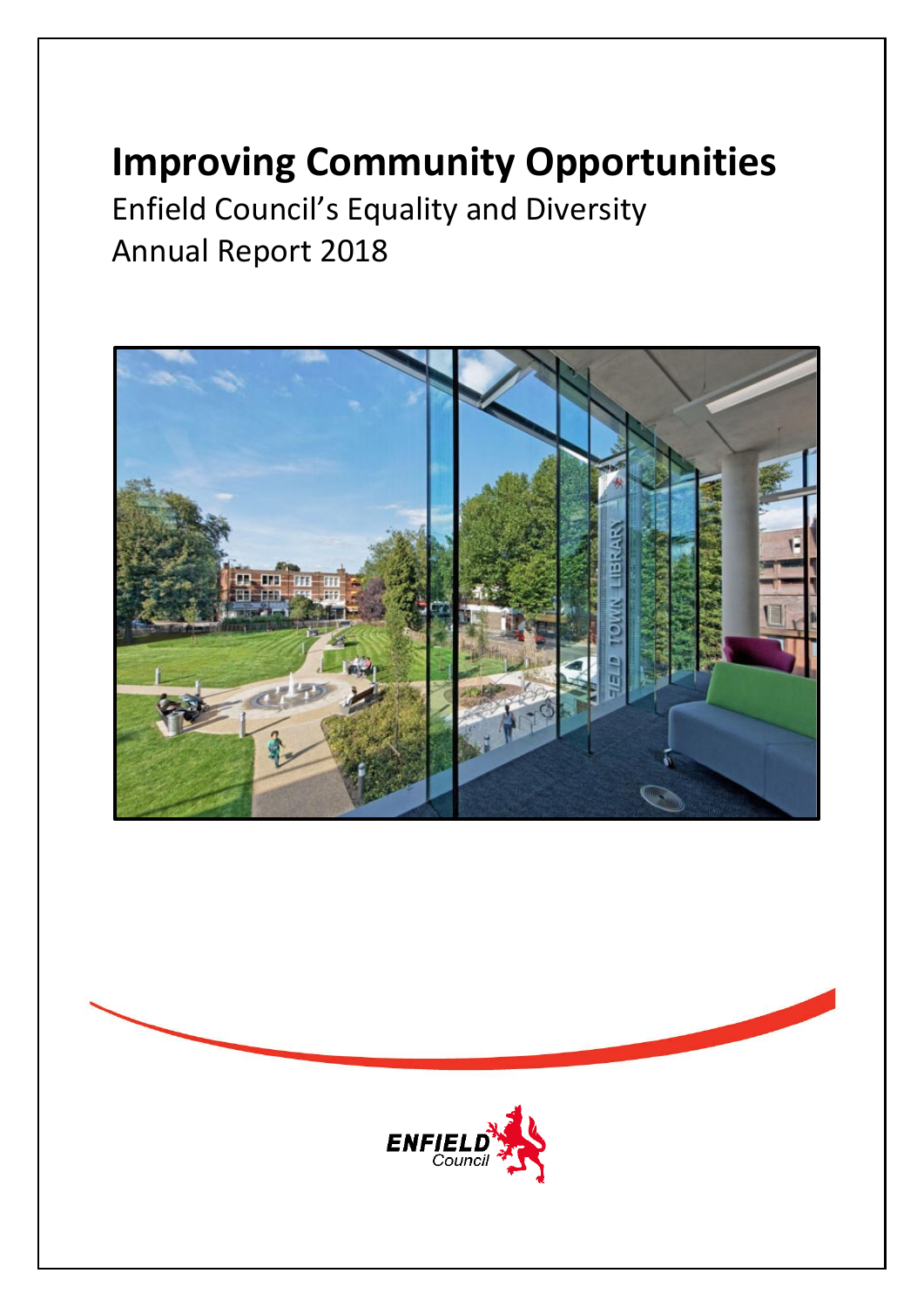# Improving Community Opportunities

Enfield Council's Equality and Diversity
Annual Report 2018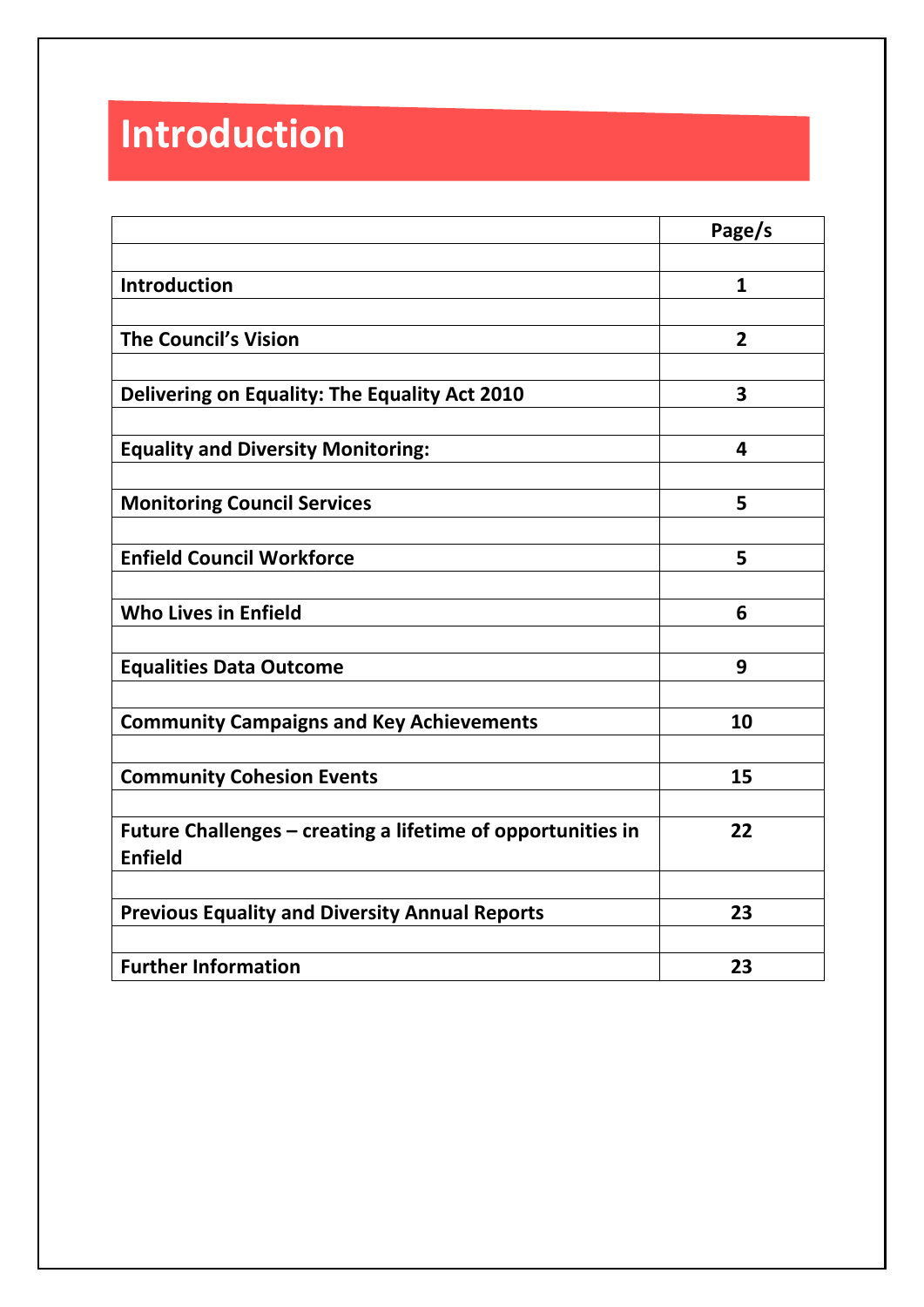# Introduction

| | Page/s |
|---|---|
| | |
| **Introduction** | **1** |
| | |
| **The Council's Vision** | **2** |
| | |
| **Delivering on Equality: The Equality Act 2010** | **3** |
| | |
| **Equality and Diversity Monitoring:** | **4** |
| | |
| **Monitoring Council Services** | **5** |
| | |
| **Enfield Council Workforce** | **5** |
| | |
| **Who Lives in Enfield** | **6** |
| | |
| **Equalities Data Outcome** | **9** |
| | |
| **Community Campaigns and Key Achievements** | **10** |
| | |
| **Community Cohesion Events** | **15** |
| | |
| **Future Challenges – creating a lifetime of opportunities in Enfield** | **22** |
| | |
| **Previous Equality and Diversity Annual Reports** | **23** |
| | |
| **Further Information** | **23** |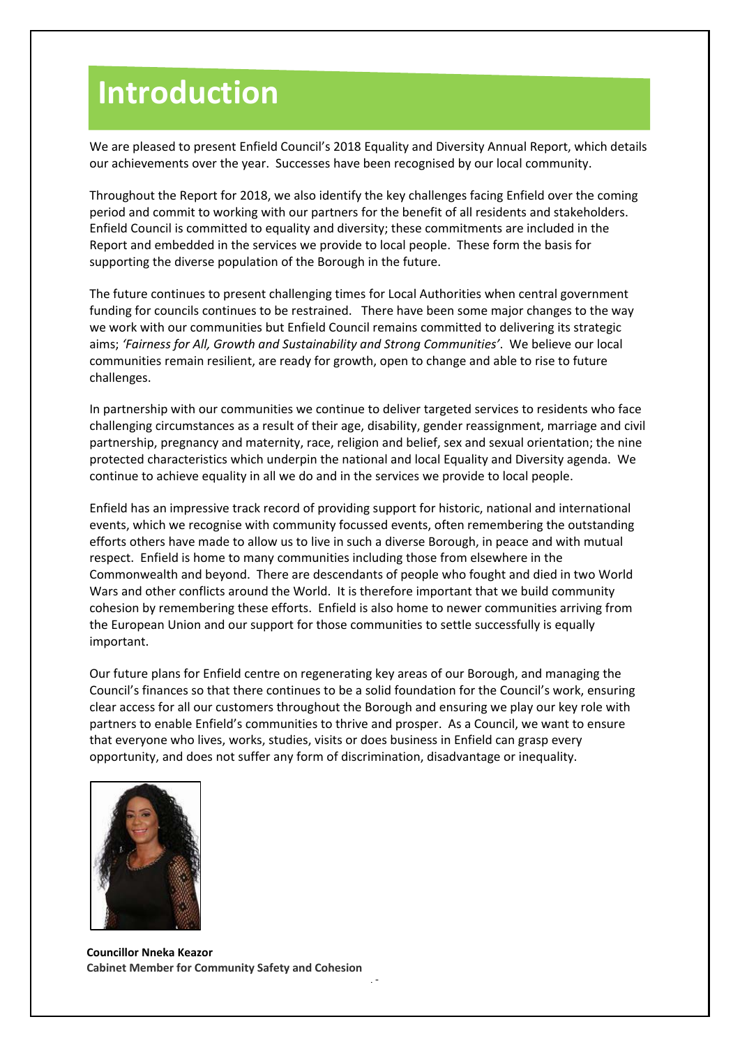# Introduction

We are pleased to present Enfield Council's 2018 Equality and Diversity Annual Report, which details our achievements over the year. Successes have been recognised by our local community.

Throughout the Report for 2018, we also identify the key challenges facing Enfield over the coming period and commit to working with our partners for the benefit of all residents and stakeholders. Enfield Council is committed to equality and diversity; these commitments are included in the Report and embedded in the services we provide to local people. These form the basis for supporting the diverse population of the Borough in the future.

The future continues to present challenging times for Local Authorities when central government funding for councils continues to be restrained. There have been some major changes to the way we work with our communities but Enfield Council remains committed to delivering its strategic aims; *'Fairness for All, Growth and Sustainability and Strong Communities'*. We believe our local communities remain resilient, are ready for growth, open to change and able to rise to future challenges.

In partnership with our communities we continue to deliver targeted services to residents who face challenging circumstances as a result of their age, disability, gender reassignment, marriage and civil partnership, pregnancy and maternity, race, religion and belief, sex and sexual orientation; the nine protected characteristics which underpin the national and local Equality and Diversity agenda. We continue to achieve equality in all we do and in the services we provide to local people.

Enfield has an impressive track record of providing support for historic, national and international events, which we recognise with community focussed events, often remembering the outstanding efforts others have made to allow us to live in such a diverse Borough, in peace and with mutual respect. Enfield is home to many communities including those from elsewhere in the Commonwealth and beyond. There are descendants of people who fought and died in two World Wars and other conflicts around the World. It is therefore important that we build community cohesion by remembering these efforts. Enfield is also home to newer communities arriving from the European Union and our support for those communities to settle successfully is equally important.

Our future plans for Enfield centre on regenerating key areas of our Borough, and managing the Council's finances so that there continues to be a solid foundation for the Council's work, ensuring clear access for all our customers throughout the Borough and ensuring we play our key role with partners to enable Enfield's communities to thrive and prosper. As a Council, we want to ensure that everyone who lives, works, studies, visits or does business in Enfield can grasp every opportunity, and does not suffer any form of discrimination, disadvantage or inequality.

**Councillor Nneka Keazor**
**Cabinet Member for Community Safety and Cohesion**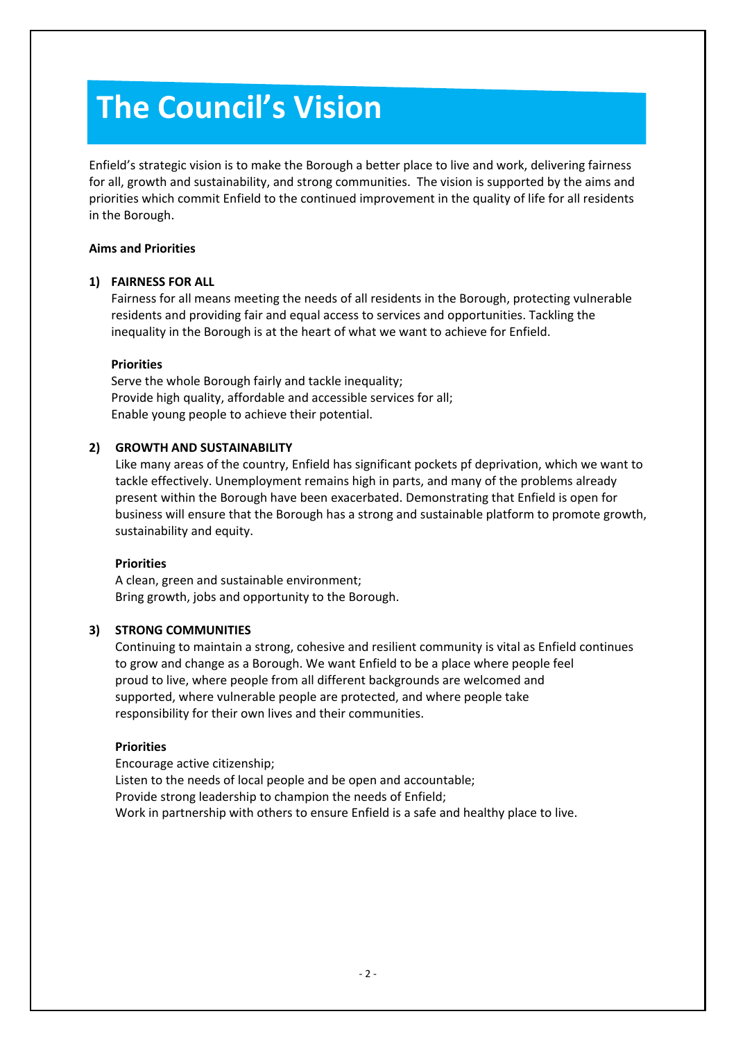# The Council's Vision

Enfield's strategic vision is to make the Borough a better place to live and work, delivering fairness for all, growth and sustainability, and strong communities. The vision is supported by the aims and priorities which commit Enfield to the continued improvement in the quality of life for all residents in the Borough.

**Aims and Priorities**

**1) FAIRNESS FOR ALL**

Fairness for all means meeting the needs of all residents in the Borough, protecting vulnerable residents and providing fair and equal access to services and opportunities. Tackling the inequality in the Borough is at the heart of what we want to achieve for Enfield.

**Priorities**

Serve the whole Borough fairly and tackle inequality;
Provide high quality, affordable and accessible services for all;
Enable young people to achieve their potential.

**2) GROWTH AND SUSTAINABILITY**

Like many areas of the country, Enfield has significant pockets pf deprivation, which we want to tackle effectively. Unemployment remains high in parts, and many of the problems already present within the Borough have been exacerbated. Demonstrating that Enfield is open for business will ensure that the Borough has a strong and sustainable platform to promote growth, sustainability and equity.

**Priorities**

A clean, green and sustainable environment;
Bring growth, jobs and opportunity to the Borough.

**3) STRONG COMMUNITIES**

Continuing to maintain a strong, cohesive and resilient community is vital as Enfield continues to grow and change as a Borough. We want Enfield to be a place where people feel proud to live, where people from all different backgrounds are welcomed and supported, where vulnerable people are protected, and where people take responsibility for their own lives and their communities.

**Priorities**

Encourage active citizenship;
Listen to the needs of local people and be open and accountable;
Provide strong leadership to champion the needs of Enfield;
Work in partnership with others to ensure Enfield is a safe and healthy place to live.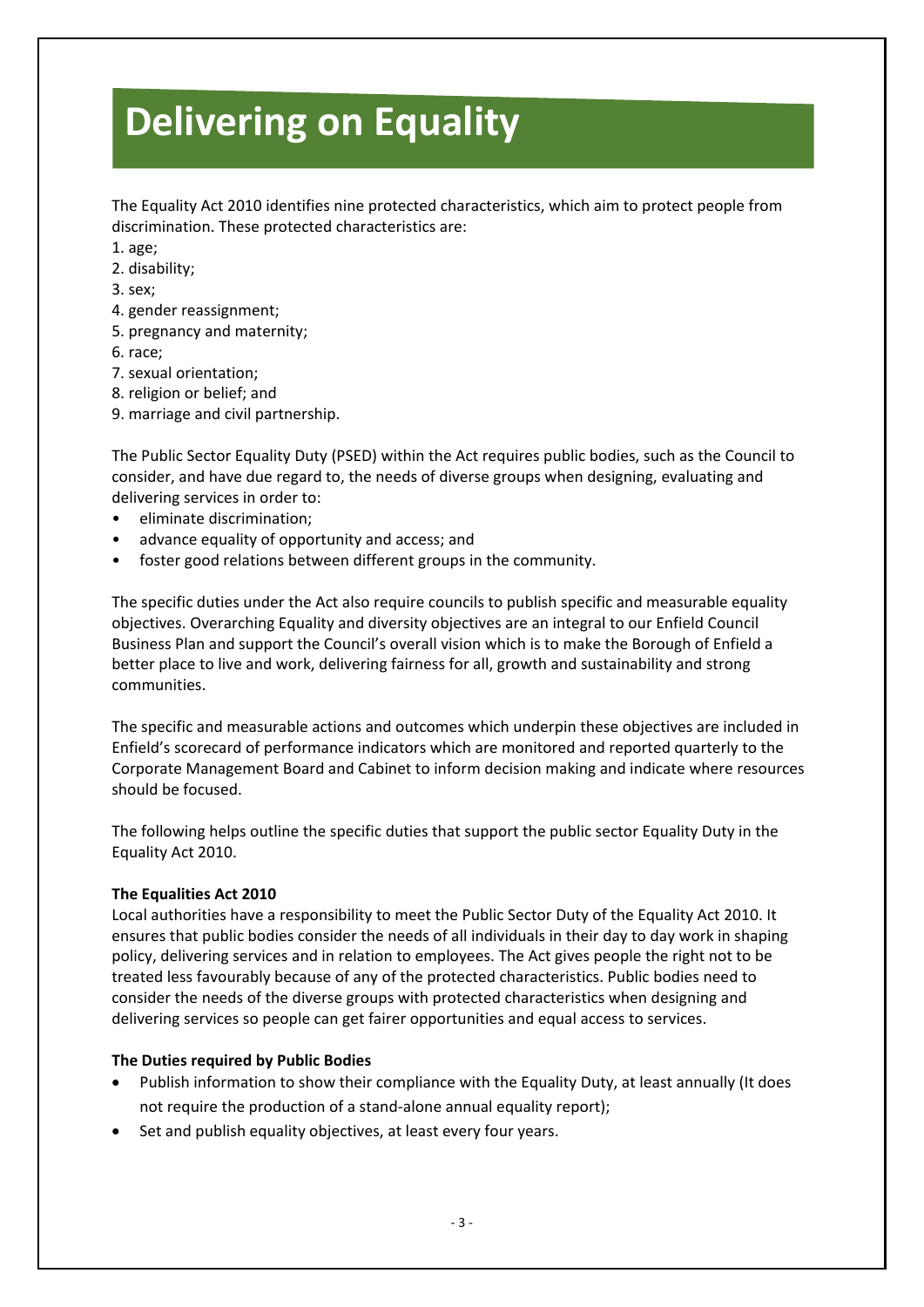# Delivering on Equality

The Equality Act 2010 identifies nine protected characteristics, which aim to protect people from discrimination. These protected characteristics are:

1. age;
2. disability;
3. sex;
4. gender reassignment;
5. pregnancy and maternity;
6. race;
7. sexual orientation;
8. religion or belief; and
9. marriage and civil partnership.

The Public Sector Equality Duty (PSED) within the Act requires public bodies, such as the Council to consider, and have due regard to, the needs of diverse groups when designing, evaluating and delivering services in order to:

- eliminate discrimination;
- advance equality of opportunity and access; and
- foster good relations between different groups in the community.

The specific duties under the Act also require councils to publish specific and measurable equality objectives. Overarching Equality and diversity objectives are an integral to our Enfield Council Business Plan and support the Council's overall vision which is to make the Borough of Enfield a better place to live and work, delivering fairness for all, growth and sustainability and strong communities.

The specific and measurable actions and outcomes which underpin these objectives are included in Enfield's scorecard of performance indicators which are monitored and reported quarterly to the Corporate Management Board and Cabinet to inform decision making and indicate where resources should be focused.

The following helps outline the specific duties that support the public sector Equality Duty in the Equality Act 2010.

**The Equalities Act 2010**

Local authorities have a responsibility to meet the Public Sector Duty of the Equality Act 2010. It ensures that public bodies consider the needs of all individuals in their day to day work in shaping policy, delivering services and in relation to employees. The Act gives people the right not to be treated less favourably because of any of the protected characteristics. Public bodies need to consider the needs of the diverse groups with protected characteristics when designing and delivering services so people can get fairer opportunities and equal access to services.

**The Duties required by Public Bodies**

- Publish information to show their compliance with the Equality Duty, at least annually (It does not require the production of a stand-alone annual equality report);
- Set and publish equality objectives, at least every four years.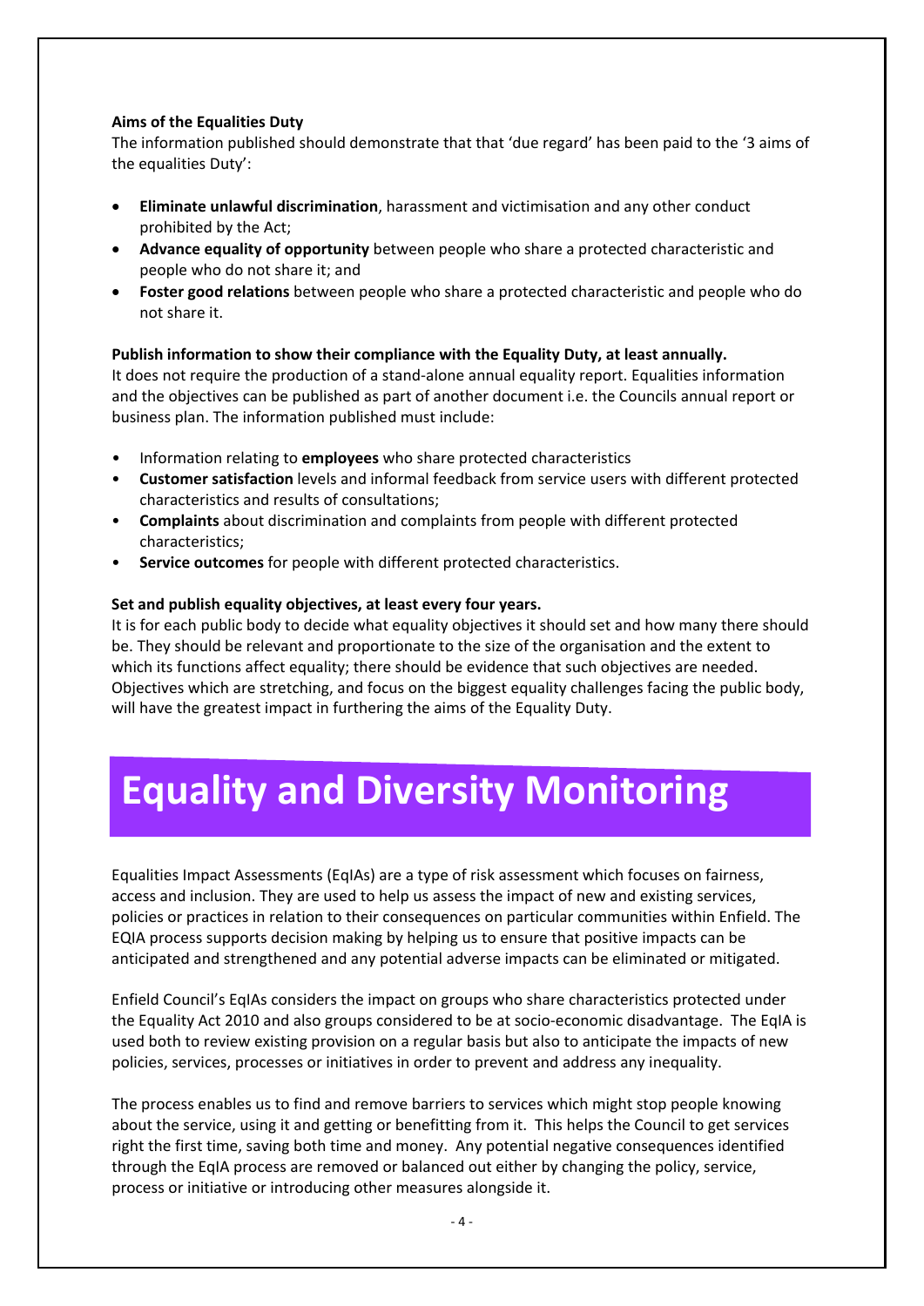**Aims of the Equalities Duty**

The information published should demonstrate that that 'due regard' has been paid to the '3 aims of the equalities Duty':

- **Eliminate unlawful discrimination**, harassment and victimisation and any other conduct prohibited by the Act;
- **Advance equality of opportunity** between people who share a protected characteristic and people who do not share it; and
- **Foster good relations** between people who share a protected characteristic and people who do not share it.

**Publish information to show their compliance with the Equality Duty, at least annually.**

It does not require the production of a stand-alone annual equality report. Equalities information and the objectives can be published as part of another document i.e. the Councils annual report or business plan. The information published must include:

- Information relating to **employees** who share protected characteristics
- **Customer satisfaction** levels and informal feedback from service users with different protected characteristics and results of consultations;
- **Complaints** about discrimination and complaints from people with different protected characteristics;
- **Service outcomes** for people with different protected characteristics.

**Set and publish equality objectives, at least every four years.**

It is for each public body to decide what equality objectives it should set and how many there should be. They should be relevant and proportionate to the size of the organisation and the extent to which its functions affect equality; there should be evidence that such objectives are needed. Objectives which are stretching, and focus on the biggest equality challenges facing the public body, will have the greatest impact in furthering the aims of the Equality Duty.

# Equality and Diversity Monitoring

Equalities Impact Assessments (EqIAs) are a type of risk assessment which focuses on fairness, access and inclusion. They are used to help us assess the impact of new and existing services, policies or practices in relation to their consequences on particular communities within Enfield. The EQIA process supports decision making by helping us to ensure that positive impacts can be anticipated and strengthened and any potential adverse impacts can be eliminated or mitigated.

Enfield Council's EqIAs considers the impact on groups who share characteristics protected under the Equality Act 2010 and also groups considered to be at socio-economic disadvantage. The EqIA is used both to review existing provision on a regular basis but also to anticipate the impacts of new policies, services, processes or initiatives in order to prevent and address any inequality.

The process enables us to find and remove barriers to services which might stop people knowing about the service, using it and getting or benefitting from it. This helps the Council to get services right the first time, saving both time and money. Any potential negative consequences identified through the EqIA process are removed or balanced out either by changing the policy, service, process or initiative or introducing other measures alongside it.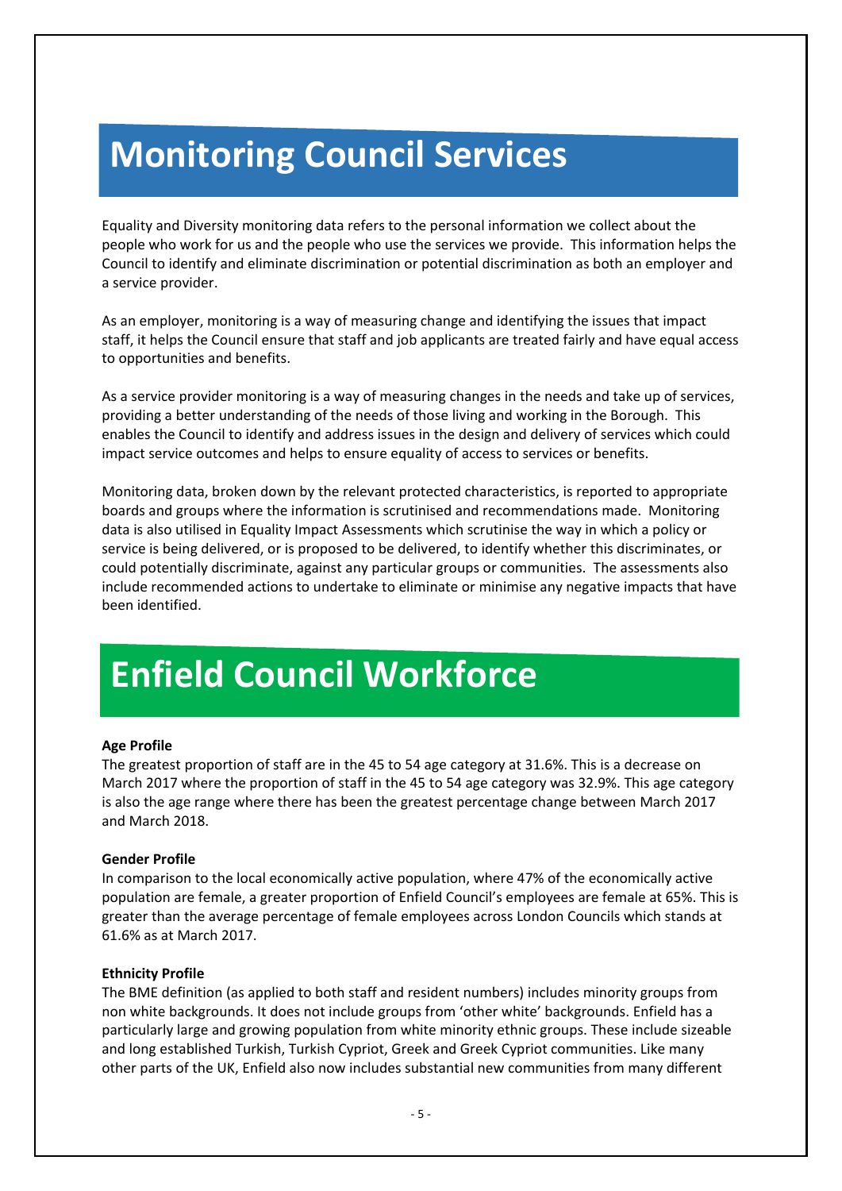# Monitoring Council Services

Equality and Diversity monitoring data refers to the personal information we collect about the people who work for us and the people who use the services we provide. This information helps the Council to identify and eliminate discrimination or potential discrimination as both an employer and a service provider.

As an employer, monitoring is a way of measuring change and identifying the issues that impact staff, it helps the Council ensure that staff and job applicants are treated fairly and have equal access to opportunities and benefits.

As a service provider monitoring is a way of measuring changes in the needs and take up of services, providing a better understanding of the needs of those living and working in the Borough. This enables the Council to identify and address issues in the design and delivery of services which could impact service outcomes and helps to ensure equality of access to services or benefits.

Monitoring data, broken down by the relevant protected characteristics, is reported to appropriate boards and groups where the information is scrutinised and recommendations made. Monitoring data is also utilised in Equality Impact Assessments which scrutinise the way in which a policy or service is being delivered, or is proposed to be delivered, to identify whether this discriminates, or could potentially discriminate, against any particular groups or communities. The assessments also include recommended actions to undertake to eliminate or minimise any negative impacts that have been identified.

# Enfield Council Workforce

**Age Profile**

The greatest proportion of staff are in the 45 to 54 age category at 31.6%. This is a decrease on March 2017 where the proportion of staff in the 45 to 54 age category was 32.9%. This age category is also the age range where there has been the greatest percentage change between March 2017 and March 2018.

**Gender Profile**

In comparison to the local economically active population, where 47% of the economically active population are female, a greater proportion of Enfield Council's employees are female at 65%. This is greater than the average percentage of female employees across London Councils which stands at 61.6% as at March 2017.

**Ethnicity Profile**

The BME definition (as applied to both staff and resident numbers) includes minority groups from non white backgrounds. It does not include groups from 'other white' backgrounds. Enfield has a particularly large and growing population from white minority ethnic groups. These include sizeable and long established Turkish, Turkish Cypriot, Greek and Greek Cypriot communities. Like many other parts of the UK, Enfield also now includes substantial new communities from many different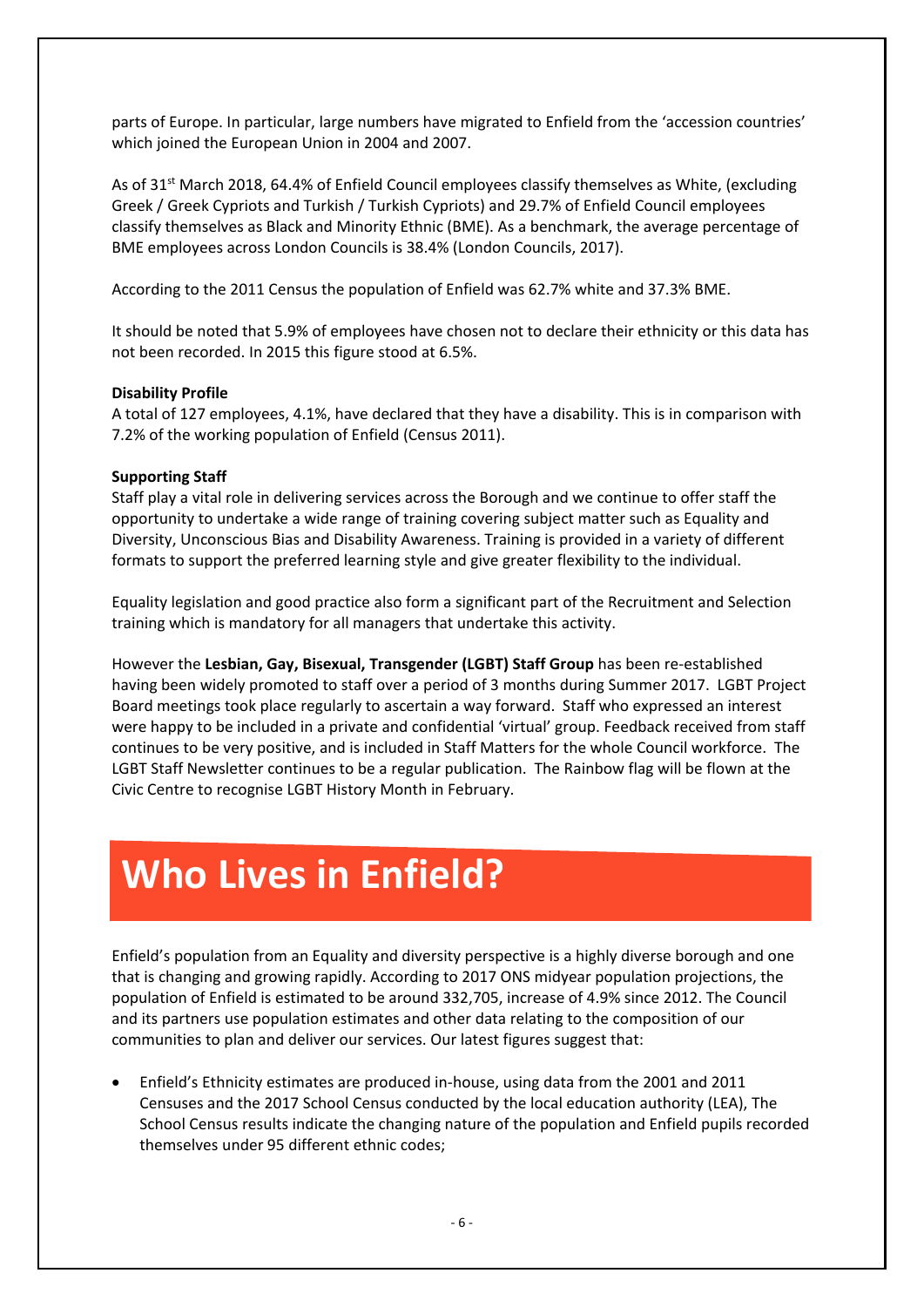parts of Europe. In particular, large numbers have migrated to Enfield from the 'accession countries' which joined the European Union in 2004 and 2007.

As of 31st March 2018, 64.4% of Enfield Council employees classify themselves as White, (excluding Greek / Greek Cypriots and Turkish / Turkish Cypriots) and 29.7% of Enfield Council employees classify themselves as Black and Minority Ethnic (BME). As a benchmark, the average percentage of BME employees across London Councils is 38.4% (London Councils, 2017).

According to the 2011 Census the population of Enfield was 62.7% white and 37.3% BME.

It should be noted that 5.9% of employees have chosen not to declare their ethnicity or this data has not been recorded. In 2015 this figure stood at 6.5%.

**Disability Profile**
A total of 127 employees, 4.1%, have declared that they have a disability. This is in comparison with 7.2% of the working population of Enfield (Census 2011).

**Supporting Staff**
Staff play a vital role in delivering services across the Borough and we continue to offer staff the opportunity to undertake a wide range of training covering subject matter such as Equality and Diversity, Unconscious Bias and Disability Awareness. Training is provided in a variety of different formats to support the preferred learning style and give greater flexibility to the individual.

Equality legislation and good practice also form a significant part of the Recruitment and Selection training which is mandatory for all managers that undertake this activity.

However the **Lesbian, Gay, Bisexual, Transgender (LGBT) Staff Group** has been re-established having been widely promoted to staff over a period of 3 months during Summer 2017. LGBT Project Board meetings took place regularly to ascertain a way forward. Staff who expressed an interest were happy to be included in a private and confidential 'virtual' group. Feedback received from staff continues to be very positive, and is included in Staff Matters for the whole Council workforce. The LGBT Staff Newsletter continues to be a regular publication. The Rainbow flag will be flown at the Civic Centre to recognise LGBT History Month in February.

# Who Lives in Enfield?

Enfield's population from an Equality and diversity perspective is a highly diverse borough and one that is changing and growing rapidly. According to 2017 ONS midyear population projections, the population of Enfield is estimated to be around 332,705, increase of 4.9% since 2012. The Council and its partners use population estimates and other data relating to the composition of our communities to plan and deliver our services. Our latest figures suggest that:

- Enfield's Ethnicity estimates are produced in-house, using data from the 2001 and 2011 Censuses and the 2017 School Census conducted by the local education authority (LEA), The School Census results indicate the changing nature of the population and Enfield pupils recorded themselves under 95 different ethnic codes;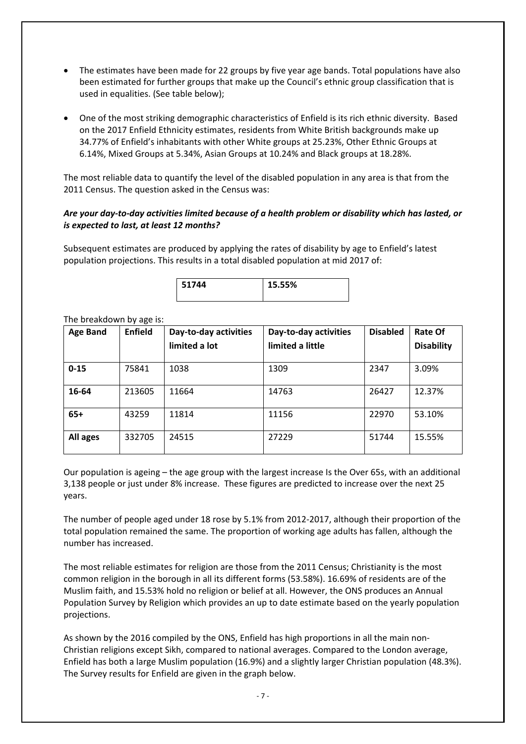- The estimates have been made for 22 groups by five year age bands. Total populations have also been estimated for further groups that make up the Council's ethnic group classification that is used in equalities. (See table below);
- One of the most striking demographic characteristics of Enfield is its rich ethnic diversity. Based on the 2017 Enfield Ethnicity estimates, residents from White British backgrounds make up 34.77% of Enfield's inhabitants with other White groups at 25.23%, Other Ethnic Groups at 6.14%, Mixed Groups at 5.34%, Asian Groups at 10.24% and Black groups at 18.28%.

The most reliable data to quantify the level of the disabled population in any area is that from the 2011 Census. The question asked in the Census was:

***Are your day-to-day activities limited because of a health problem or disability which has lasted, or is expected to last, at least 12 months?***

Subsequent estimates are produced by applying the rates of disability by age to Enfield's latest population projections. This results in a total disabled population at mid 2017 of:

| **51744** | **15.55%** |
|---|---|

The breakdown by age is:

| Age Band | Enfield | Day-to-day activities limited a lot | Day-to-day activities limited a little | Disabled | Rate Of Disability |
|---|---|---|---|---|---|
| **0-15** | 75841 | 1038 | 1309 | 2347 | 3.09% |
| **16-64** | 213605 | 11664 | 14763 | 26427 | 12.37% |
| **65+** | 43259 | 11814 | 11156 | 22970 | 53.10% |
| **All ages** | 332705 | 24515 | 27229 | 51744 | 15.55% |

Our population is ageing – the age group with the largest increase Is the Over 65s, with an additional 3,138 people or just under 8% increase. These figures are predicted to increase over the next 25 years.

The number of people aged under 18 rose by 5.1% from 2012-2017, although their proportion of the total population remained the same. The proportion of working age adults has fallen, although the number has increased.

The most reliable estimates for religion are those from the 2011 Census; Christianity is the most common religion in the borough in all its different forms (53.58%). 16.69% of residents are of the Muslim faith, and 15.53% hold no religion or belief at all. However, the ONS produces an Annual Population Survey by Religion which provides an up to date estimate based on the yearly population projections.

As shown by the 2016 compiled by the ONS, Enfield has high proportions in all the main non-Christian religions except Sikh, compared to national averages. Compared to the London average, Enfield has both a large Muslim population (16.9%) and a slightly larger Christian population (48.3%). The Survey results for Enfield are given in the graph below.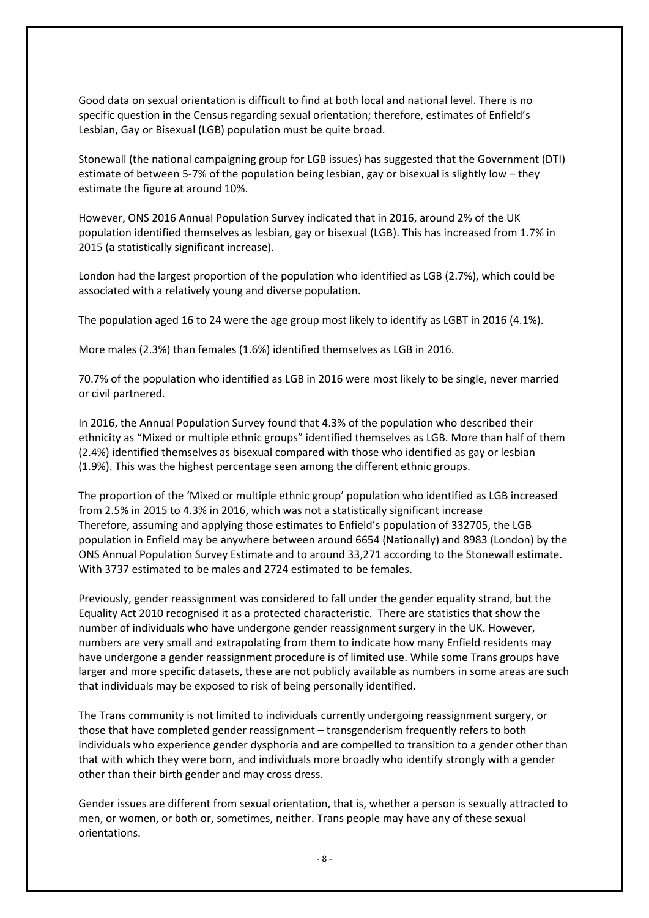Good data on sexual orientation is difficult to find at both local and national level. There is no specific question in the Census regarding sexual orientation; therefore, estimates of Enfield's Lesbian, Gay or Bisexual (LGB) population must be quite broad.

Stonewall (the national campaigning group for LGB issues) has suggested that the Government (DTI) estimate of between 5-7% of the population being lesbian, gay or bisexual is slightly low – they estimate the figure at around 10%.

However, ONS 2016 Annual Population Survey indicated that in 2016, around 2% of the UK population identified themselves as lesbian, gay or bisexual (LGB). This has increased from 1.7% in 2015 (a statistically significant increase).

London had the largest proportion of the population who identified as LGB (2.7%), which could be associated with a relatively young and diverse population.

The population aged 16 to 24 were the age group most likely to identify as LGBT in 2016 (4.1%).

More males (2.3%) than females (1.6%) identified themselves as LGB in 2016.

70.7% of the population who identified as LGB in 2016 were most likely to be single, never married or civil partnered.

In 2016, the Annual Population Survey found that 4.3% of the population who described their ethnicity as "Mixed or multiple ethnic groups" identified themselves as LGB. More than half of them (2.4%) identified themselves as bisexual compared with those who identified as gay or lesbian (1.9%). This was the highest percentage seen among the different ethnic groups.

The proportion of the 'Mixed or multiple ethnic group' population who identified as LGB increased from 2.5% in 2015 to 4.3% in 2016, which was not a statistically significant increase
Therefore, assuming and applying those estimates to Enfield's population of 332705, the LGB population in Enfield may be anywhere between around 6654 (Nationally) and 8983 (London) by the ONS Annual Population Survey Estimate and to around 33,271 according to the Stonewall estimate. With 3737 estimated to be males and 2724 estimated to be females.

Previously, gender reassignment was considered to fall under the gender equality strand, but the Equality Act 2010 recognised it as a protected characteristic. There are statistics that show the number of individuals who have undergone gender reassignment surgery in the UK. However, numbers are very small and extrapolating from them to indicate how many Enfield residents may have undergone a gender reassignment procedure is of limited use. While some Trans groups have larger and more specific datasets, these are not publicly available as numbers in some areas are such that individuals may be exposed to risk of being personally identified.

The Trans community is not limited to individuals currently undergoing reassignment surgery, or those that have completed gender reassignment – transgenderism frequently refers to both individuals who experience gender dysphoria and are compelled to transition to a gender other than that with which they were born, and individuals more broadly who identify strongly with a gender other than their birth gender and may cross dress.

Gender issues are different from sexual orientation, that is, whether a person is sexually attracted to men, or women, or both or, sometimes, neither. Trans people may have any of these sexual orientations.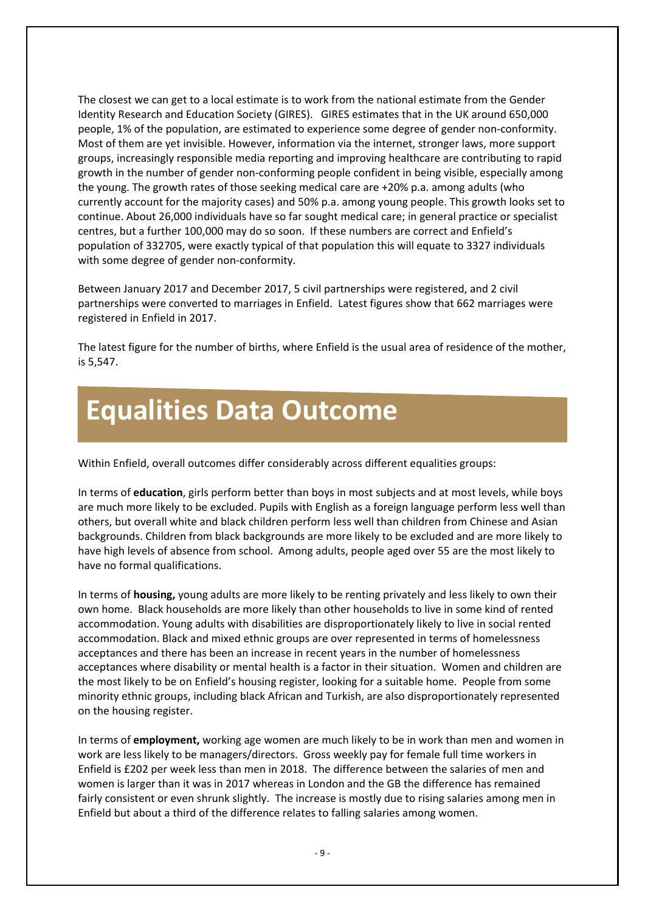The closest we can get to a local estimate is to work from the national estimate from the Gender Identity Research and Education Society (GIRES). GIRES estimates that in the UK around 650,000 people, 1% of the population, are estimated to experience some degree of gender non-conformity. Most of them are yet invisible. However, information via the internet, stronger laws, more support groups, increasingly responsible media reporting and improving healthcare are contributing to rapid growth in the number of gender non-conforming people confident in being visible, especially among the young. The growth rates of those seeking medical care are +20% p.a. among adults (who currently account for the majority cases) and 50% p.a. among young people. This growth looks set to continue. About 26,000 individuals have so far sought medical care; in general practice or specialist centres, but a further 100,000 may do so soon. If these numbers are correct and Enfield's population of 332705, were exactly typical of that population this will equate to 3327 individuals with some degree of gender non-conformity.

Between January 2017 and December 2017, 5 civil partnerships were registered, and 2 civil partnerships were converted to marriages in Enfield. Latest figures show that 662 marriages were registered in Enfield in 2017.

The latest figure for the number of births, where Enfield is the usual area of residence of the mother, is 5,547.

# Equalities Data Outcome

Within Enfield, overall outcomes differ considerably across different equalities groups:

In terms of **education**, girls perform better than boys in most subjects and at most levels, while boys are much more likely to be excluded. Pupils with English as a foreign language perform less well than others, but overall white and black children perform less well than children from Chinese and Asian backgrounds. Children from black backgrounds are more likely to be excluded and are more likely to have high levels of absence from school. Among adults, people aged over 55 are the most likely to have no formal qualifications.

In terms of **housing,** young adults are more likely to be renting privately and less likely to own their own home. Black households are more likely than other households to live in some kind of rented accommodation. Young adults with disabilities are disproportionately likely to live in social rented accommodation. Black and mixed ethnic groups are over represented in terms of homelessness acceptances and there has been an increase in recent years in the number of homelessness acceptances where disability or mental health is a factor in their situation. Women and children are the most likely to be on Enfield's housing register, looking for a suitable home. People from some minority ethnic groups, including black African and Turkish, are also disproportionately represented on the housing register.

In terms of **employment,** working age women are much likely to be in work than men and women in work are less likely to be managers/directors. Gross weekly pay for female full time workers in Enfield is £202 per week less than men in 2018. The difference between the salaries of men and women is larger than it was in 2017 whereas in London and the GB the difference has remained fairly consistent or even shrunk slightly. The increase is mostly due to rising salaries among men in Enfield but about a third of the difference relates to falling salaries among women.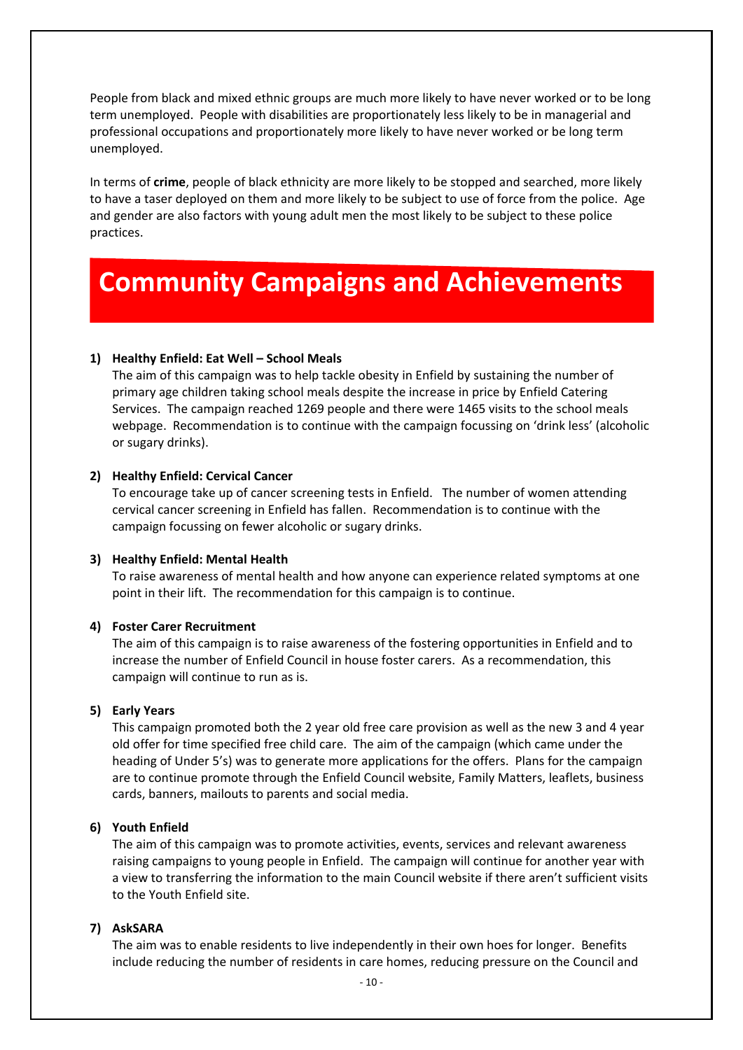People from black and mixed ethnic groups are much more likely to have never worked or to be long term unemployed. People with disabilities are proportionately less likely to be in managerial and professional occupations and proportionately more likely to have never worked or be long term unemployed.

In terms of **crime**, people of black ethnicity are more likely to be stopped and searched, more likely to have a taser deployed on them and more likely to be subject to use of force from the police. Age and gender are also factors with young adult men the most likely to be subject to these police practices.

# Community Campaigns and Achievements

1) **Healthy Enfield: Eat Well – School Meals**
   The aim of this campaign was to help tackle obesity in Enfield by sustaining the number of primary age children taking school meals despite the increase in price by Enfield Catering Services. The campaign reached 1269 people and there were 1465 visits to the school meals webpage. Recommendation is to continue with the campaign focussing on 'drink less' (alcoholic or sugary drinks).

2) **Healthy Enfield: Cervical Cancer**
   To encourage take up of cancer screening tests in Enfield. The number of women attending cervical cancer screening in Enfield has fallen. Recommendation is to continue with the campaign focussing on fewer alcoholic or sugary drinks.

3) **Healthy Enfield: Mental Health**
   To raise awareness of mental health and how anyone can experience related symptoms at one point in their lift. The recommendation for this campaign is to continue.

4) **Foster Carer Recruitment**
   The aim of this campaign is to raise awareness of the fostering opportunities in Enfield and to increase the number of Enfield Council in house foster carers. As a recommendation, this campaign will continue to run as is.

5) **Early Years**
   This campaign promoted both the 2 year old free care provision as well as the new 3 and 4 year old offer for time specified free child care. The aim of the campaign (which came under the heading of Under 5's) was to generate more applications for the offers. Plans for the campaign are to continue promote through the Enfield Council website, Family Matters, leaflets, business cards, banners, mailouts to parents and social media.

6) **Youth Enfield**
   The aim of this campaign was to promote activities, events, services and relevant awareness raising campaigns to young people in Enfield. The campaign will continue for another year with a view to transferring the information to the main Council website if there aren't sufficient visits to the Youth Enfield site.

7) **AskSARA**
   The aim was to enable residents to live independently in their own hoes for longer. Benefits include reducing the number of residents in care homes, reducing pressure on the Council and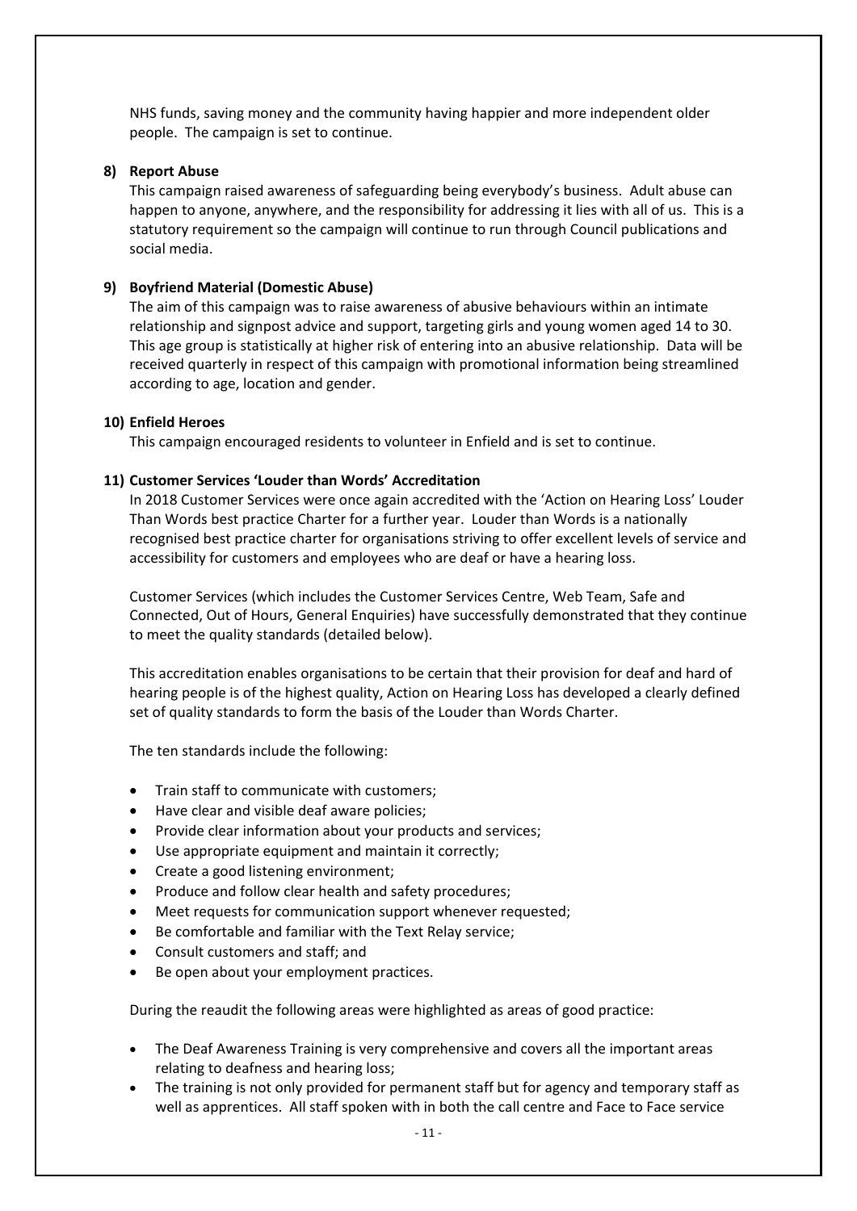NHS funds, saving money and the community having happier and more independent older people. The campaign is set to continue.

**8) Report Abuse**

This campaign raised awareness of safeguarding being everybody's business. Adult abuse can happen to anyone, anywhere, and the responsibility for addressing it lies with all of us. This is a statutory requirement so the campaign will continue to run through Council publications and social media.

**9) Boyfriend Material (Domestic Abuse)**

The aim of this campaign was to raise awareness of abusive behaviours within an intimate relationship and signpost advice and support, targeting girls and young women aged 14 to 30. This age group is statistically at higher risk of entering into an abusive relationship. Data will be received quarterly in respect of this campaign with promotional information being streamlined according to age, location and gender.

**10) Enfield Heroes**

This campaign encouraged residents to volunteer in Enfield and is set to continue.

**11) Customer Services 'Louder than Words' Accreditation**

In 2018 Customer Services were once again accredited with the 'Action on Hearing Loss' Louder Than Words best practice Charter for a further year. Louder than Words is a nationally recognised best practice charter for organisations striving to offer excellent levels of service and accessibility for customers and employees who are deaf or have a hearing loss.

Customer Services (which includes the Customer Services Centre, Web Team, Safe and Connected, Out of Hours, General Enquiries) have successfully demonstrated that they continue to meet the quality standards (detailed below).

This accreditation enables organisations to be certain that their provision for deaf and hard of hearing people is of the highest quality, Action on Hearing Loss has developed a clearly defined set of quality standards to form the basis of the Louder than Words Charter.

The ten standards include the following:

- Train staff to communicate with customers;
- Have clear and visible deaf aware policies;
- Provide clear information about your products and services;
- Use appropriate equipment and maintain it correctly;
- Create a good listening environment;
- Produce and follow clear health and safety procedures;
- Meet requests for communication support whenever requested;
- Be comfortable and familiar with the Text Relay service;
- Consult customers and staff; and
- Be open about your employment practices.

During the reaudit the following areas were highlighted as areas of good practice:

- The Deaf Awareness Training is very comprehensive and covers all the important areas relating to deafness and hearing loss;
- The training is not only provided for permanent staff but for agency and temporary staff as well as apprentices. All staff spoken with in both the call centre and Face to Face service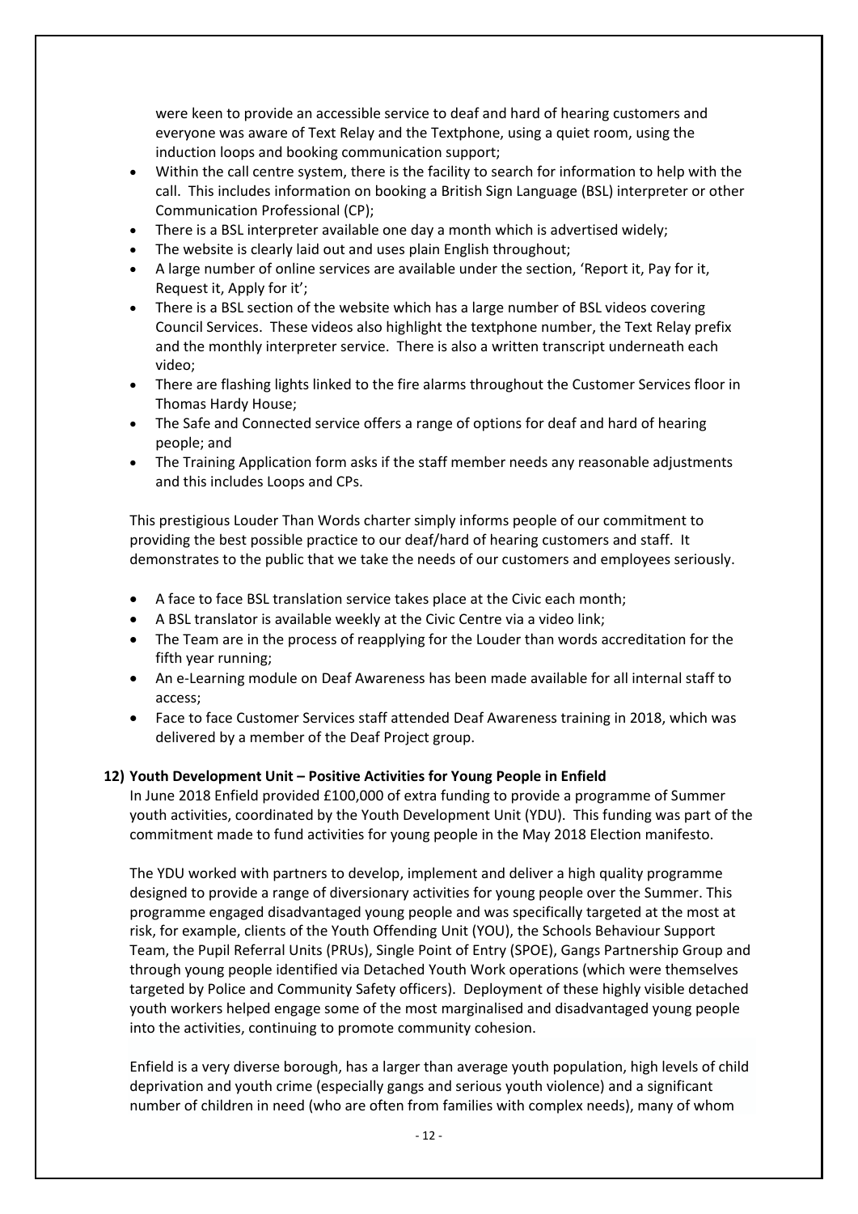were keen to provide an accessible service to deaf and hard of hearing customers and everyone was aware of Text Relay and the Textphone, using a quiet room, using the induction loops and booking communication support;

- Within the call centre system, there is the facility to search for information to help with the call. This includes information on booking a British Sign Language (BSL) interpreter or other Communication Professional (CP);
- There is a BSL interpreter available one day a month which is advertised widely;
- The website is clearly laid out and uses plain English throughout;
- A large number of online services are available under the section, 'Report it, Pay for it, Request it, Apply for it';
- There is a BSL section of the website which has a large number of BSL videos covering Council Services. These videos also highlight the textphone number, the Text Relay prefix and the monthly interpreter service. There is also a written transcript underneath each video;
- There are flashing lights linked to the fire alarms throughout the Customer Services floor in Thomas Hardy House;
- The Safe and Connected service offers a range of options for deaf and hard of hearing people; and
- The Training Application form asks if the staff member needs any reasonable adjustments and this includes Loops and CPs.

This prestigious Louder Than Words charter simply informs people of our commitment to providing the best possible practice to our deaf/hard of hearing customers and staff. It demonstrates to the public that we take the needs of our customers and employees seriously.

- A face to face BSL translation service takes place at the Civic each month;
- A BSL translator is available weekly at the Civic Centre via a video link;
- The Team are in the process of reapplying for the Louder than words accreditation for the fifth year running;
- An e-Learning module on Deaf Awareness has been made available for all internal staff to access;
- Face to face Customer Services staff attended Deaf Awareness training in 2018, which was delivered by a member of the Deaf Project group.

**12) Youth Development Unit – Positive Activities for Young People in Enfield**

In June 2018 Enfield provided £100,000 of extra funding to provide a programme of Summer youth activities, coordinated by the Youth Development Unit (YDU). This funding was part of the commitment made to fund activities for young people in the May 2018 Election manifesto.

The YDU worked with partners to develop, implement and deliver a high quality programme designed to provide a range of diversionary activities for young people over the Summer. This programme engaged disadvantaged young people and was specifically targeted at the most at risk, for example, clients of the Youth Offending Unit (YOU), the Schools Behaviour Support Team, the Pupil Referral Units (PRUs), Single Point of Entry (SPOE), Gangs Partnership Group and through young people identified via Detached Youth Work operations (which were themselves targeted by Police and Community Safety officers). Deployment of these highly visible detached youth workers helped engage some of the most marginalised and disadvantaged young people into the activities, continuing to promote community cohesion.

Enfield is a very diverse borough, has a larger than average youth population, high levels of child deprivation and youth crime (especially gangs and serious youth violence) and a significant number of children in need (who are often from families with complex needs), many of whom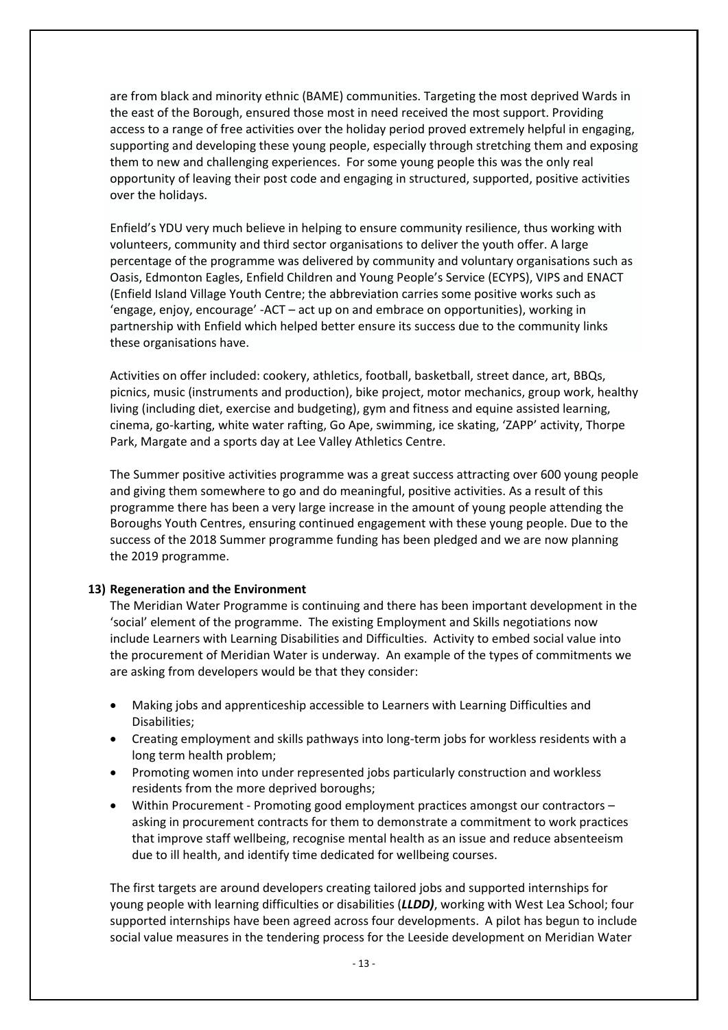are from black and minority ethnic (BAME) communities. Targeting the most deprived Wards in the east of the Borough, ensured those most in need received the most support. Providing access to a range of free activities over the holiday period proved extremely helpful in engaging, supporting and developing these young people, especially through stretching them and exposing them to new and challenging experiences. For some young people this was the only real opportunity of leaving their post code and engaging in structured, supported, positive activities over the holidays.

Enfield's YDU very much believe in helping to ensure community resilience, thus working with volunteers, community and third sector organisations to deliver the youth offer. A large percentage of the programme was delivered by community and voluntary organisations such as Oasis, Edmonton Eagles, Enfield Children and Young People's Service (ECYPS), VIPS and ENACT (Enfield Island Village Youth Centre; the abbreviation carries some positive works such as 'engage, enjoy, encourage' -ACT – act up on and embrace on opportunities), working in partnership with Enfield which helped better ensure its success due to the community links these organisations have.

Activities on offer included: cookery, athletics, football, basketball, street dance, art, BBQs, picnics, music (instruments and production), bike project, motor mechanics, group work, healthy living (including diet, exercise and budgeting), gym and fitness and equine assisted learning, cinema, go-karting, white water rafting, Go Ape, swimming, ice skating, 'ZAPP' activity, Thorpe Park, Margate and a sports day at Lee Valley Athletics Centre.

The Summer positive activities programme was a great success attracting over 600 young people and giving them somewhere to go and do meaningful, positive activities. As a result of this programme there has been a very large increase in the amount of young people attending the Boroughs Youth Centres, ensuring continued engagement with these young people. Due to the success of the 2018 Summer programme funding has been pledged and we are now planning the 2019 programme.

**13) Regeneration and the Environment**

The Meridian Water Programme is continuing and there has been important development in the 'social' element of the programme. The existing Employment and Skills negotiations now include Learners with Learning Disabilities and Difficulties. Activity to embed social value into the procurement of Meridian Water is underway. An example of the types of commitments we are asking from developers would be that they consider:

- Making jobs and apprenticeship accessible to Learners with Learning Difficulties and Disabilities;
- Creating employment and skills pathways into long-term jobs for workless residents with a long term health problem;
- Promoting women into under represented jobs particularly construction and workless residents from the more deprived boroughs;
- Within Procurement - Promoting good employment practices amongst our contractors – asking in procurement contracts for them to demonstrate a commitment to work practices that improve staff wellbeing, recognise mental health as an issue and reduce absenteeism due to ill health, and identify time dedicated for wellbeing courses.

The first targets are around developers creating tailored jobs and supported internships for young people with learning difficulties or disabilities (***LLDD)***, working with West Lea School; four supported internships have been agreed across four developments. A pilot has begun to include social value measures in the tendering process for the Leeside development on Meridian Water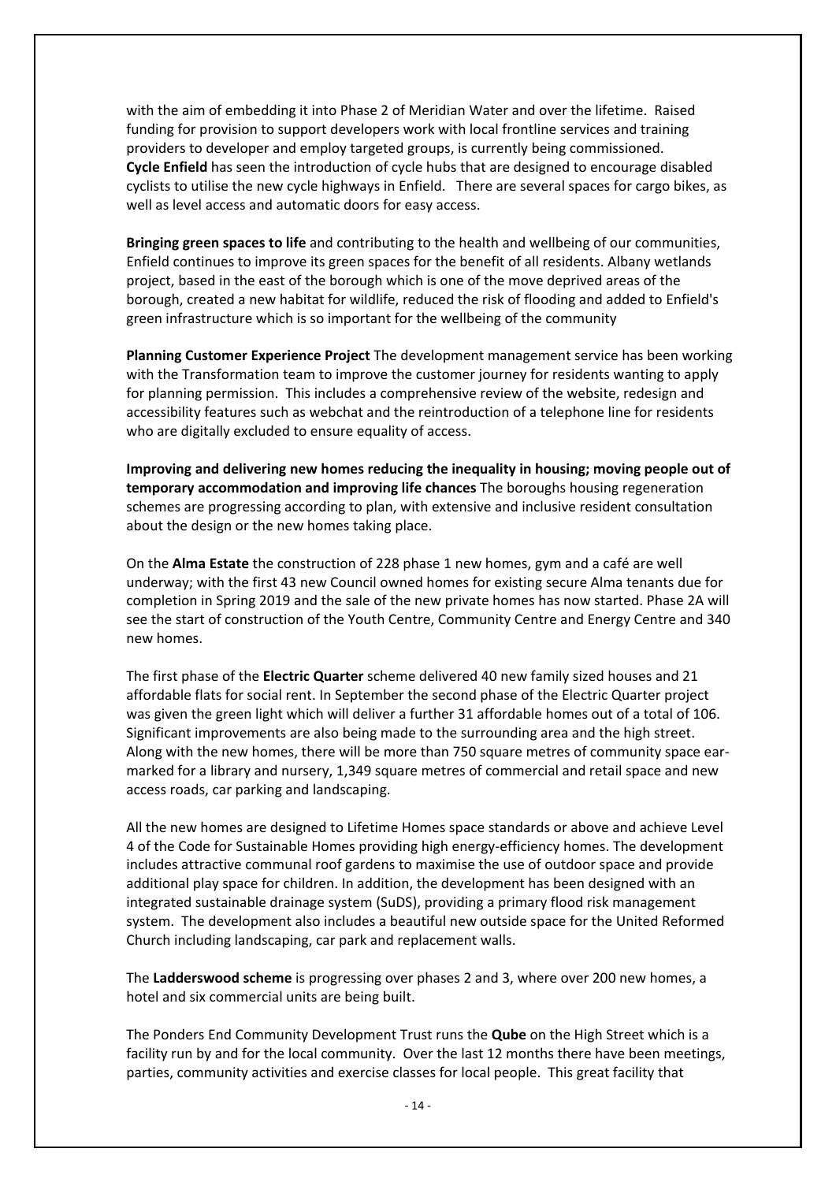with the aim of embedding it into Phase 2 of Meridian Water and over the lifetime. Raised funding for provision to support developers work with local frontline services and training providers to developer and employ targeted groups, is currently being commissioned.
**Cycle Enfield** has seen the introduction of cycle hubs that are designed to encourage disabled cyclists to utilise the new cycle highways in Enfield. There are several spaces for cargo bikes, as well as level access and automatic doors for easy access.

**Bringing green spaces to life** and contributing to the health and wellbeing of our communities, Enfield continues to improve its green spaces for the benefit of all residents. Albany wetlands project, based in the east of the borough which is one of the move deprived areas of the borough, created a new habitat for wildlife, reduced the risk of flooding and added to Enfield's green infrastructure which is so important for the wellbeing of the community

**Planning Customer Experience Project** The development management service has been working with the Transformation team to improve the customer journey for residents wanting to apply for planning permission. This includes a comprehensive review of the website, redesign and accessibility features such as webchat and the reintroduction of a telephone line for residents who are digitally excluded to ensure equality of access.

**Improving and delivering new homes reducing the inequality in housing; moving people out of temporary accommodation and improving life chances** The boroughs housing regeneration schemes are progressing according to plan, with extensive and inclusive resident consultation about the design or the new homes taking place.

On the **Alma Estate** the construction of 228 phase 1 new homes, gym and a café are well underway; with the first 43 new Council owned homes for existing secure Alma tenants due for completion in Spring 2019 and the sale of the new private homes has now started. Phase 2A will see the start of construction of the Youth Centre, Community Centre and Energy Centre and 340 new homes.

The first phase of the **Electric Quarter** scheme delivered 40 new family sized houses and 21 affordable flats for social rent. In September the second phase of the Electric Quarter project was given the green light which will deliver a further 31 affordable homes out of a total of 106. Significant improvements are also being made to the surrounding area and the high street. Along with the new homes, there will be more than 750 square metres of community space ear-marked for a library and nursery, 1,349 square metres of commercial and retail space and new access roads, car parking and landscaping.

All the new homes are designed to Lifetime Homes space standards or above and achieve Level 4 of the Code for Sustainable Homes providing high energy-efficiency homes. The development includes attractive communal roof gardens to maximise the use of outdoor space and provide additional play space for children. In addition, the development has been designed with an integrated sustainable drainage system (SuDS), providing a primary flood risk management system. The development also includes a beautiful new outside space for the United Reformed Church including landscaping, car park and replacement walls.

The **Ladderswood scheme** is progressing over phases 2 and 3, where over 200 new homes, a hotel and six commercial units are being built.

The Ponders End Community Development Trust runs the **Qube** on the High Street which is a facility run by and for the local community. Over the last 12 months there have been meetings, parties, community activities and exercise classes for local people. This great facility that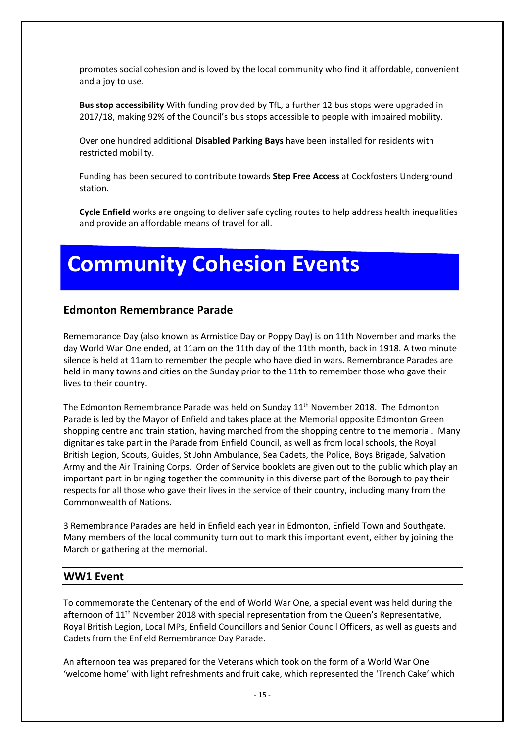promotes social cohesion and is loved by the local community who find it affordable, convenient and a joy to use.

**Bus stop accessibility** With funding provided by TfL, a further 12 bus stops were upgraded in 2017/18, making 92% of the Council's bus stops accessible to people with impaired mobility.

Over one hundred additional **Disabled Parking Bays** have been installed for residents with restricted mobility.

Funding has been secured to contribute towards **Step Free Access** at Cockfosters Underground station.

**Cycle Enfield** works are ongoing to deliver safe cycling routes to help address health inequalities and provide an affordable means of travel for all.

# Community Cohesion Events

## Edmonton Remembrance Parade

Remembrance Day (also known as Armistice Day or Poppy Day) is on 11th November and marks the day World War One ended, at 11am on the 11th day of the 11th month, back in 1918. A two minute silence is held at 11am to remember the people who have died in wars. Remembrance Parades are held in many towns and cities on the Sunday prior to the 11th to remember those who gave their lives to their country.

The Edmonton Remembrance Parade was held on Sunday 11th November 2018. The Edmonton Parade is led by the Mayor of Enfield and takes place at the Memorial opposite Edmonton Green shopping centre and train station, having marched from the shopping centre to the memorial. Many dignitaries take part in the Parade from Enfield Council, as well as from local schools, the Royal British Legion, Scouts, Guides, St John Ambulance, Sea Cadets, the Police, Boys Brigade, Salvation Army and the Air Training Corps. Order of Service booklets are given out to the public which play an important part in bringing together the community in this diverse part of the Borough to pay their respects for all those who gave their lives in the service of their country, including many from the Commonwealth of Nations.

3 Remembrance Parades are held in Enfield each year in Edmonton, Enfield Town and Southgate. Many members of the local community turn out to mark this important event, either by joining the March or gathering at the memorial.

## WW1 Event

To commemorate the Centenary of the end of World War One, a special event was held during the afternoon of 11th November 2018 with special representation from the Queen's Representative, Royal British Legion, Local MPs, Enfield Councillors and Senior Council Officers, as well as guests and Cadets from the Enfield Remembrance Day Parade.

An afternoon tea was prepared for the Veterans which took on the form of a World War One 'welcome home' with light refreshments and fruit cake, which represented the 'Trench Cake' which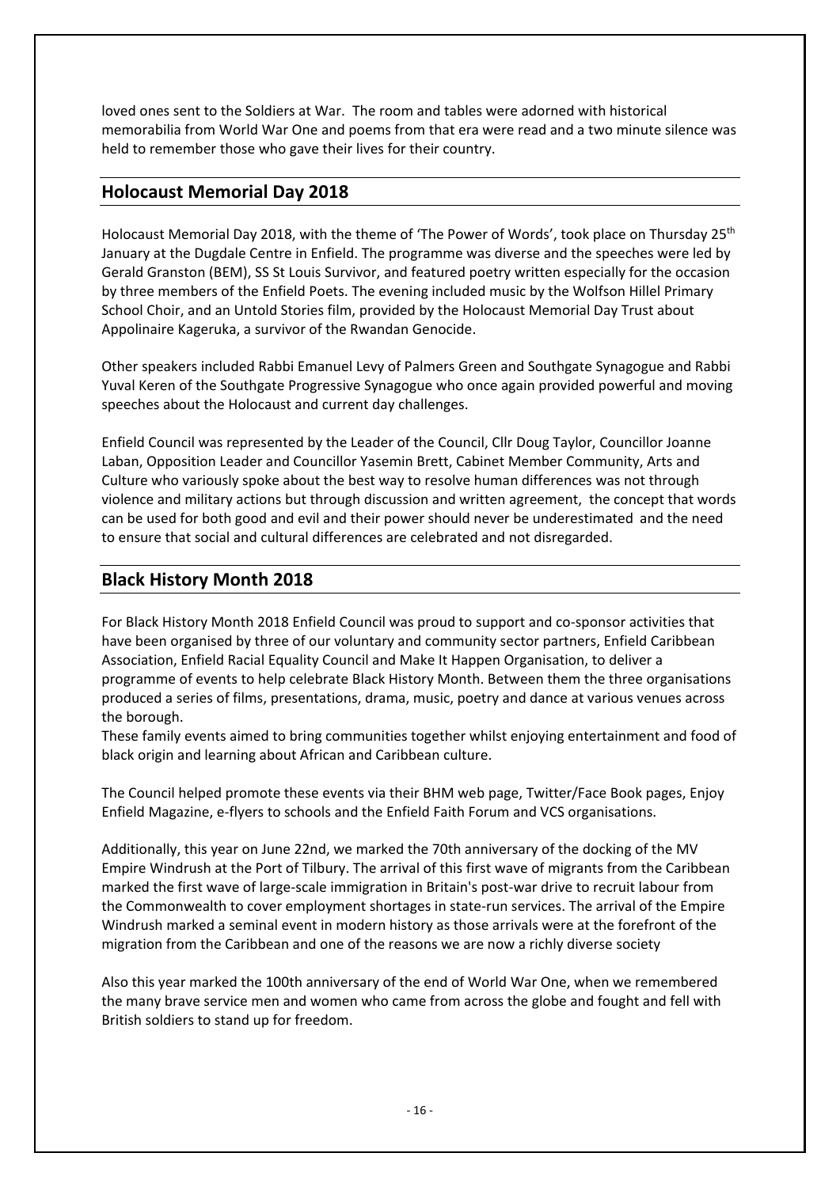loved ones sent to the Soldiers at War. The room and tables were adorned with historical memorabilia from World War One and poems from that era were read and a two minute silence was held to remember those who gave their lives for their country.

## Holocaust Memorial Day 2018

Holocaust Memorial Day 2018, with the theme of 'The Power of Words', took place on Thursday 25th January at the Dugdale Centre in Enfield. The programme was diverse and the speeches were led by Gerald Granston (BEM), SS St Louis Survivor, and featured poetry written especially for the occasion by three members of the Enfield Poets. The evening included music by the Wolfson Hillel Primary School Choir, and an Untold Stories film, provided by the Holocaust Memorial Day Trust about Appolinaire Kageruka, a survivor of the Rwandan Genocide.

Other speakers included Rabbi Emanuel Levy of Palmers Green and Southgate Synagogue and Rabbi Yuval Keren of the Southgate Progressive Synagogue who once again provided powerful and moving speeches about the Holocaust and current day challenges.

Enfield Council was represented by the Leader of the Council, Cllr Doug Taylor, Councillor Joanne Laban, Opposition Leader and Councillor Yasemin Brett, Cabinet Member Community, Arts and Culture who variously spoke about the best way to resolve human differences was not through violence and military actions but through discussion and written agreement, the concept that words can be used for both good and evil and their power should never be underestimated and the need to ensure that social and cultural differences are celebrated and not disregarded.

## Black History Month 2018

For Black History Month 2018 Enfield Council was proud to support and co-sponsor activities that have been organised by three of our voluntary and community sector partners, Enfield Caribbean Association, Enfield Racial Equality Council and Make It Happen Organisation, to deliver a programme of events to help celebrate Black History Month. Between them the three organisations produced a series of films, presentations, drama, music, poetry and dance at various venues across the borough.

These family events aimed to bring communities together whilst enjoying entertainment and food of black origin and learning about African and Caribbean culture.

The Council helped promote these events via their BHM web page, Twitter/Face Book pages, Enjoy Enfield Magazine, e-flyers to schools and the Enfield Faith Forum and VCS organisations.

Additionally, this year on June 22nd, we marked the 70th anniversary of the docking of the MV Empire Windrush at the Port of Tilbury. The arrival of this first wave of migrants from the Caribbean marked the first wave of large-scale immigration in Britain's post-war drive to recruit labour from the Commonwealth to cover employment shortages in state-run services. The arrival of the Empire Windrush marked a seminal event in modern history as those arrivals were at the forefront of the migration from the Caribbean and one of the reasons we are now a richly diverse society

Also this year marked the 100th anniversary of the end of World War One, when we remembered the many brave service men and women who came from across the globe and fought and fell with British soldiers to stand up for freedom.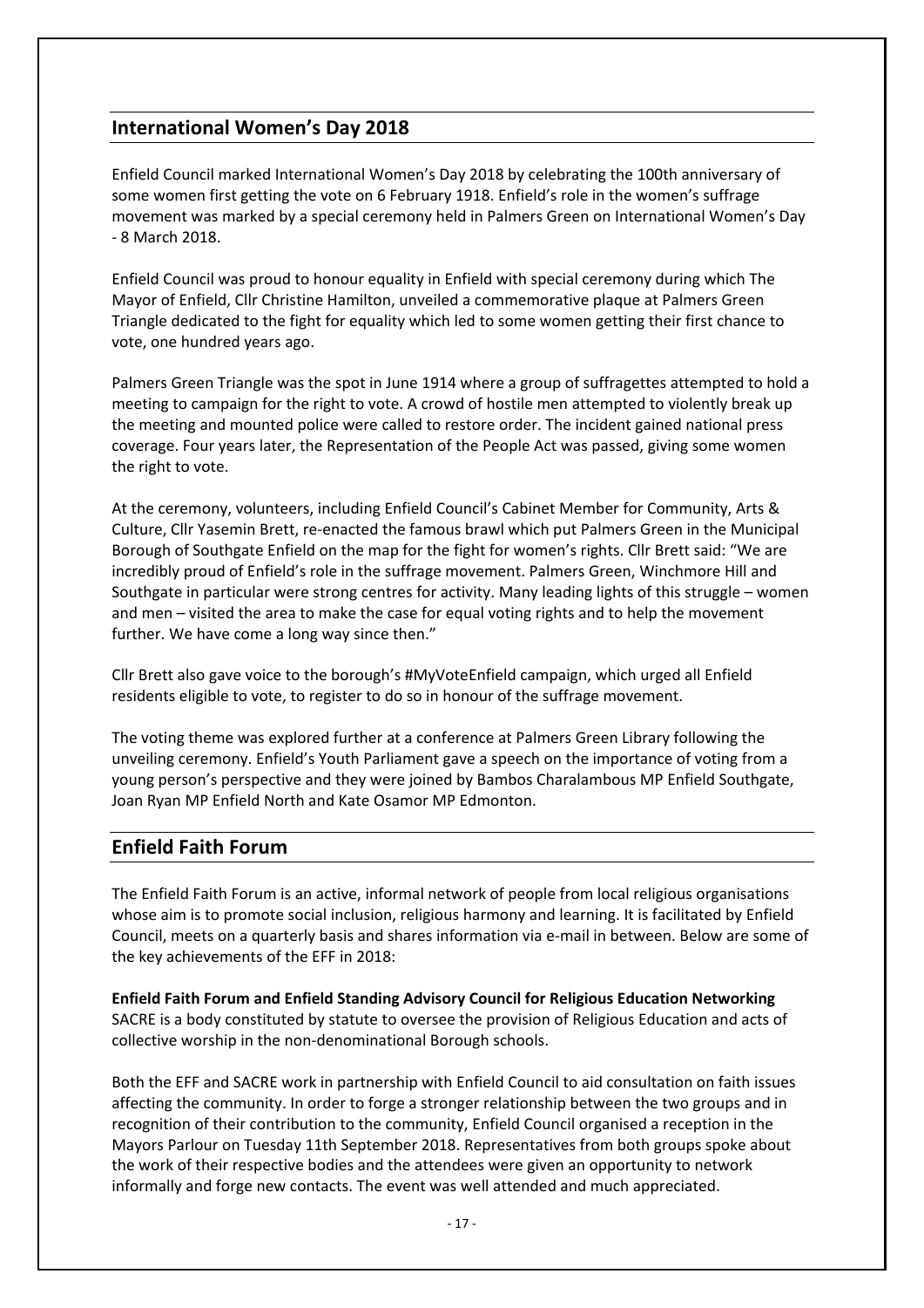## International Women's Day 2018

Enfield Council marked International Women's Day 2018 by celebrating the 100th anniversary of some women first getting the vote on 6 February 1918. Enfield's role in the women's suffrage movement was marked by a special ceremony held in Palmers Green on International Women's Day - 8 March 2018.

Enfield Council was proud to honour equality in Enfield with special ceremony during which The Mayor of Enfield, Cllr Christine Hamilton, unveiled a commemorative plaque at Palmers Green Triangle dedicated to the fight for equality which led to some women getting their first chance to vote, one hundred years ago.

Palmers Green Triangle was the spot in June 1914 where a group of suffragettes attempted to hold a meeting to campaign for the right to vote. A crowd of hostile men attempted to violently break up the meeting and mounted police were called to restore order. The incident gained national press coverage. Four years later, the Representation of the People Act was passed, giving some women the right to vote.

At the ceremony, volunteers, including Enfield Council's Cabinet Member for Community, Arts & Culture, Cllr Yasemin Brett, re-enacted the famous brawl which put Palmers Green in the Municipal Borough of Southgate Enfield on the map for the fight for women's rights. Cllr Brett said: "We are incredibly proud of Enfield's role in the suffrage movement. Palmers Green, Winchmore Hill and Southgate in particular were strong centres for activity. Many leading lights of this struggle – women and men – visited the area to make the case for equal voting rights and to help the movement further. We have come a long way since then."

Cllr Brett also gave voice to the borough's #MyVoteEnfield campaign, which urged all Enfield residents eligible to vote, to register to do so in honour of the suffrage movement.

The voting theme was explored further at a conference at Palmers Green Library following the unveiling ceremony. Enfield's Youth Parliament gave a speech on the importance of voting from a young person's perspective and they were joined by Bambos Charalambous MP Enfield Southgate, Joan Ryan MP Enfield North and Kate Osamor MP Edmonton.

## Enfield Faith Forum

The Enfield Faith Forum is an active, informal network of people from local religious organisations whose aim is to promote social inclusion, religious harmony and learning. It is facilitated by Enfield Council, meets on a quarterly basis and shares information via e-mail in between. Below are some of the key achievements of the EFF in 2018:

**Enfield Faith Forum and Enfield Standing Advisory Council for Religious Education Networking**
SACRE is a body constituted by statute to oversee the provision of Religious Education and acts of collective worship in the non-denominational Borough schools.

Both the EFF and SACRE work in partnership with Enfield Council to aid consultation on faith issues affecting the community. In order to forge a stronger relationship between the two groups and in recognition of their contribution to the community, Enfield Council organised a reception in the Mayors Parlour on Tuesday 11th September 2018. Representatives from both groups spoke about the work of their respective bodies and the attendees were given an opportunity to network informally and forge new contacts. The event was well attended and much appreciated.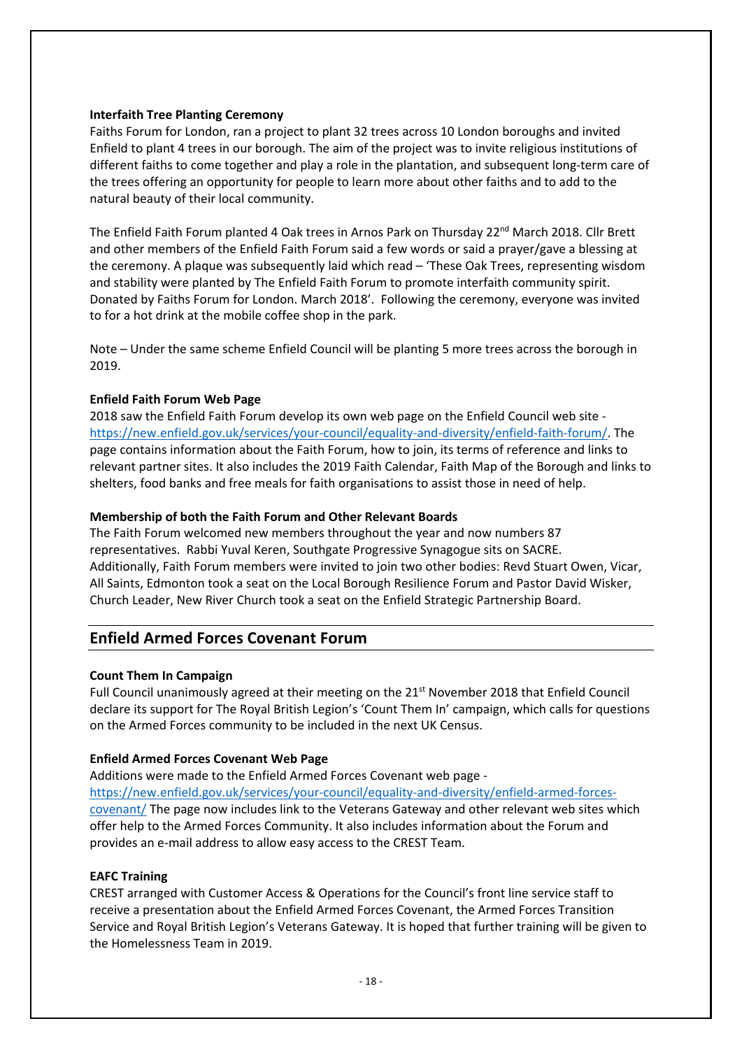**Interfaith Tree Planting Ceremony**

Faiths Forum for London, ran a project to plant 32 trees across 10 London boroughs and invited Enfield to plant 4 trees in our borough. The aim of the project was to invite religious institutions of different faiths to come together and play a role in the plantation, and subsequent long-term care of the trees offering an opportunity for people to learn more about other faiths and to add to the natural beauty of their local community.

The Enfield Faith Forum planted 4 Oak trees in Arnos Park on Thursday 22nd March 2018. Cllr Brett and other members of the Enfield Faith Forum said a few words or said a prayer/gave a blessing at the ceremony. A plaque was subsequently laid which read – 'These Oak Trees, representing wisdom and stability were planted by The Enfield Faith Forum to promote interfaith community spirit. Donated by Faiths Forum for London. March 2018'. Following the ceremony, everyone was invited to for a hot drink at the mobile coffee shop in the park.

Note – Under the same scheme Enfield Council will be planting 5 more trees across the borough in 2019.

**Enfield Faith Forum Web Page**

2018 saw the Enfield Faith Forum develop its own web page on the Enfield Council web site - https://new.enfield.gov.uk/services/your-council/equality-and-diversity/enfield-faith-forum/. The page contains information about the Faith Forum, how to join, its terms of reference and links to relevant partner sites. It also includes the 2019 Faith Calendar, Faith Map of the Borough and links to shelters, food banks and free meals for faith organisations to assist those in need of help.

**Membership of both the Faith Forum and Other Relevant Boards**

The Faith Forum welcomed new members throughout the year and now numbers 87 representatives. Rabbi Yuval Keren, Southgate Progressive Synagogue sits on SACRE. Additionally, Faith Forum members were invited to join two other bodies: Revd Stuart Owen, Vicar, All Saints, Edmonton took a seat on the Local Borough Resilience Forum and Pastor David Wisker, Church Leader, New River Church took a seat on the Enfield Strategic Partnership Board.

## Enfield Armed Forces Covenant Forum

**Count Them In Campaign**

Full Council unanimously agreed at their meeting on the 21st November 2018 that Enfield Council declare its support for The Royal British Legion's 'Count Them In' campaign, which calls for questions on the Armed Forces community to be included in the next UK Census.

**Enfield Armed Forces Covenant Web Page**

Additions were made to the Enfield Armed Forces Covenant web page - https://new.enfield.gov.uk/services/your-council/equality-and-diversity/enfield-armed-forces-covenant/ The page now includes link to the Veterans Gateway and other relevant web sites which offer help to the Armed Forces Community. It also includes information about the Forum and provides an e-mail address to allow easy access to the CREST Team.

**EAFC Training**

CREST arranged with Customer Access & Operations for the Council's front line service staff to receive a presentation about the Enfield Armed Forces Covenant, the Armed Forces Transition Service and Royal British Legion's Veterans Gateway. It is hoped that further training will be given to the Homelessness Team in 2019.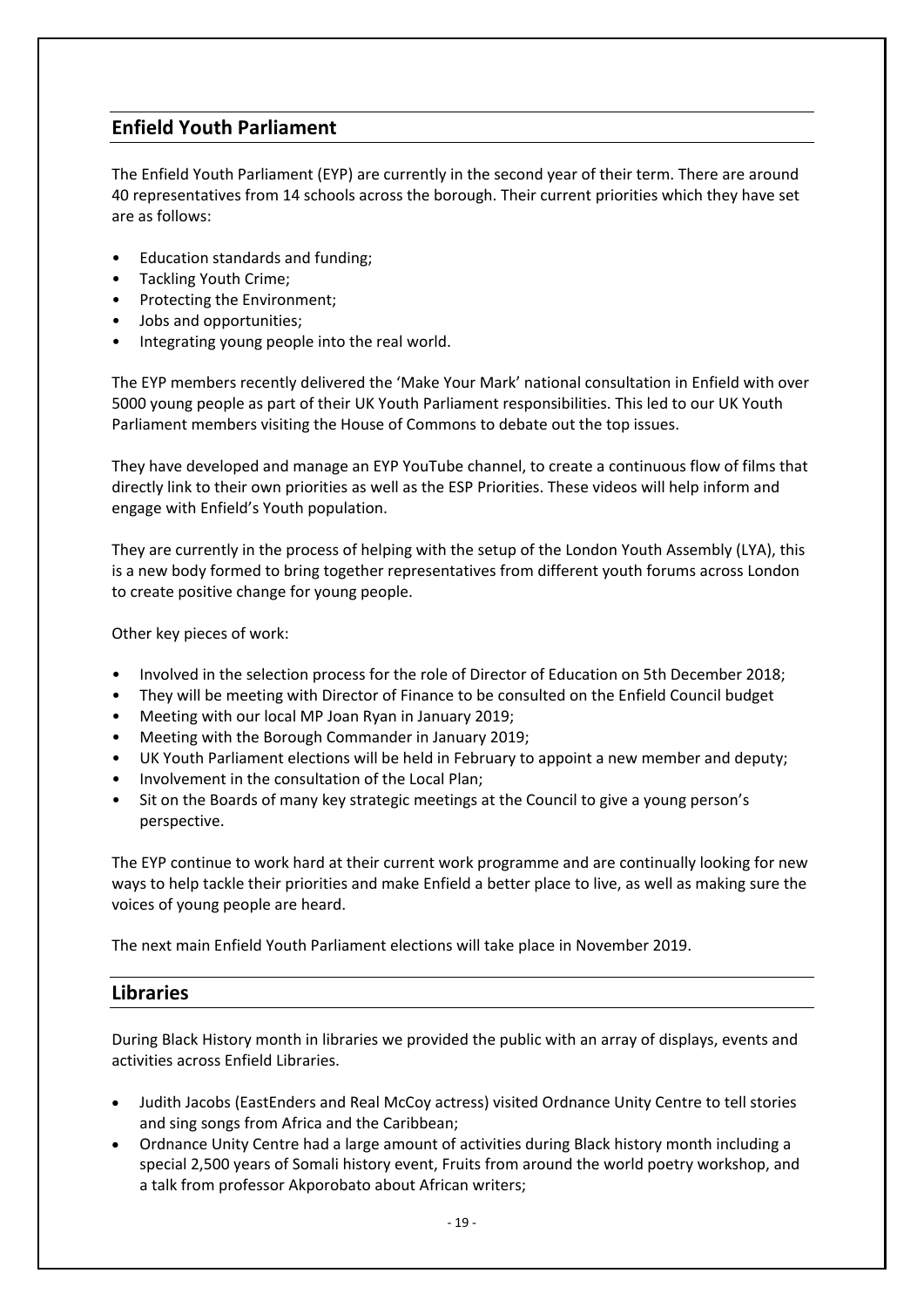## Enfield Youth Parliament

The Enfield Youth Parliament (EYP) are currently in the second year of their term. There are around 40 representatives from 14 schools across the borough. Their current priorities which they have set are as follows:

- Education standards and funding;
- Tackling Youth Crime;
- Protecting the Environment;
- Jobs and opportunities;
- Integrating young people into the real world.

The EYP members recently delivered the 'Make Your Mark' national consultation in Enfield with over 5000 young people as part of their UK Youth Parliament responsibilities. This led to our UK Youth Parliament members visiting the House of Commons to debate out the top issues.

They have developed and manage an EYP YouTube channel, to create a continuous flow of films that directly link to their own priorities as well as the ESP Priorities. These videos will help inform and engage with Enfield's Youth population.

They are currently in the process of helping with the setup of the London Youth Assembly (LYA), this is a new body formed to bring together representatives from different youth forums across London to create positive change for young people.

Other key pieces of work:

- Involved in the selection process for the role of Director of Education on 5th December 2018;
- They will be meeting with Director of Finance to be consulted on the Enfield Council budget
- Meeting with our local MP Joan Ryan in January 2019;
- Meeting with the Borough Commander in January 2019;
- UK Youth Parliament elections will be held in February to appoint a new member and deputy;
- Involvement in the consultation of the Local Plan;
- Sit on the Boards of many key strategic meetings at the Council to give a young person's perspective.

The EYP continue to work hard at their current work programme and are continually looking for new ways to help tackle their priorities and make Enfield a better place to live, as well as making sure the voices of young people are heard.

The next main Enfield Youth Parliament elections will take place in November 2019.

## Libraries

During Black History month in libraries we provided the public with an array of displays, events and activities across Enfield Libraries.

- Judith Jacobs (EastEnders and Real McCoy actress) visited Ordnance Unity Centre to tell stories and sing songs from Africa and the Caribbean;
- Ordnance Unity Centre had a large amount of activities during Black history month including a special 2,500 years of Somali history event, Fruits from around the world poetry workshop, and a talk from professor Akporobato about African writers;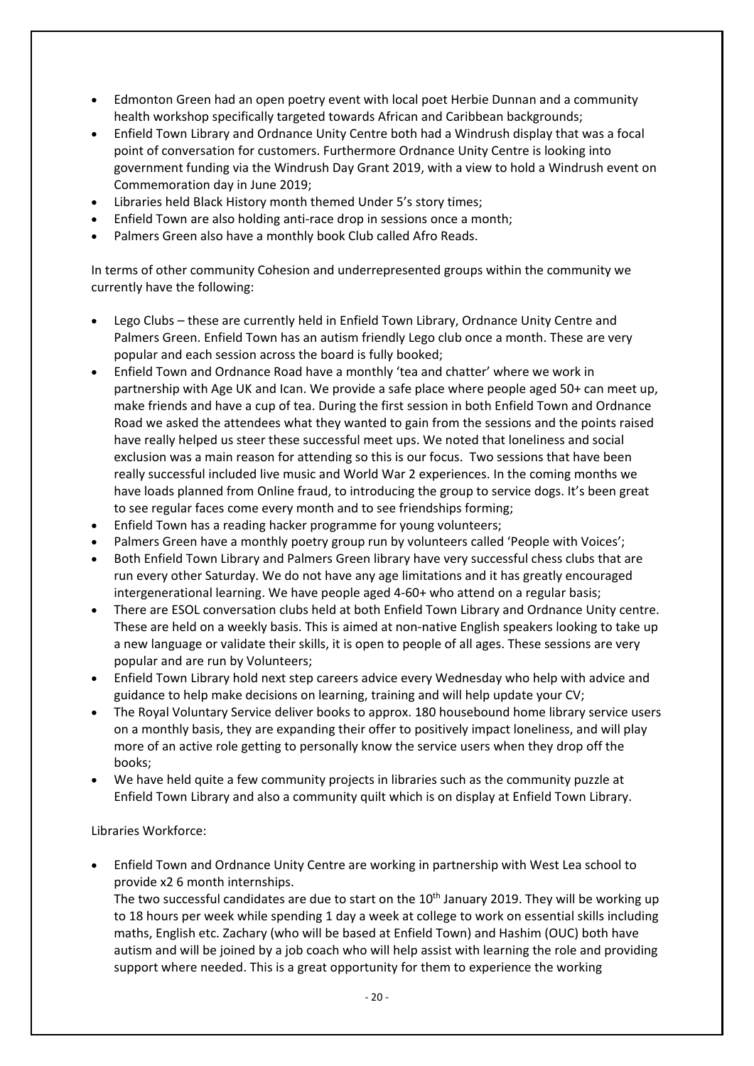- Edmonton Green had an open poetry event with local poet Herbie Dunnan and a community health workshop specifically targeted towards African and Caribbean backgrounds;
- Enfield Town Library and Ordnance Unity Centre both had a Windrush display that was a focal point of conversation for customers. Furthermore Ordnance Unity Centre is looking into government funding via the Windrush Day Grant 2019, with a view to hold a Windrush event on Commemoration day in June 2019;
- Libraries held Black History month themed Under 5's story times;
- Enfield Town are also holding anti-race drop in sessions once a month;
- Palmers Green also have a monthly book Club called Afro Reads.

In terms of other community Cohesion and underrepresented groups within the community we currently have the following:

- Lego Clubs – these are currently held in Enfield Town Library, Ordnance Unity Centre and Palmers Green. Enfield Town has an autism friendly Lego club once a month. These are very popular and each session across the board is fully booked;
- Enfield Town and Ordnance Road have a monthly 'tea and chatter' where we work in partnership with Age UK and Ican. We provide a safe place where people aged 50+ can meet up, make friends and have a cup of tea. During the first session in both Enfield Town and Ordnance Road we asked the attendees what they wanted to gain from the sessions and the points raised have really helped us steer these successful meet ups. We noted that loneliness and social exclusion was a main reason for attending so this is our focus. Two sessions that have been really successful included live music and World War 2 experiences. In the coming months we have loads planned from Online fraud, to introducing the group to service dogs. It's been great to see regular faces come every month and to see friendships forming;
- Enfield Town has a reading hacker programme for young volunteers;
- Palmers Green have a monthly poetry group run by volunteers called 'People with Voices';
- Both Enfield Town Library and Palmers Green library have very successful chess clubs that are run every other Saturday. We do not have any age limitations and it has greatly encouraged intergenerational learning. We have people aged 4-60+ who attend on a regular basis;
- There are ESOL conversation clubs held at both Enfield Town Library and Ordnance Unity centre. These are held on a weekly basis. This is aimed at non-native English speakers looking to take up a new language or validate their skills, it is open to people of all ages. These sessions are very popular and are run by Volunteers;
- Enfield Town Library hold next step careers advice every Wednesday who help with advice and guidance to help make decisions on learning, training and will help update your CV;
- The Royal Voluntary Service deliver books to approx. 180 housebound home library service users on a monthly basis, they are expanding their offer to positively impact loneliness, and will play more of an active role getting to personally know the service users when they drop off the books;
- We have held quite a few community projects in libraries such as the community puzzle at Enfield Town Library and also a community quilt which is on display at Enfield Town Library.

Libraries Workforce:

- Enfield Town and Ordnance Unity Centre are working in partnership with West Lea school to provide x2 6 month internships.
  The two successful candidates are due to start on the 10th January 2019. They will be working up to 18 hours per week while spending 1 day a week at college to work on essential skills including maths, English etc. Zachary (who will be based at Enfield Town) and Hashim (OUC) both have autism and will be joined by a job coach who will help assist with learning the role and providing support where needed. This is a great opportunity for them to experience the working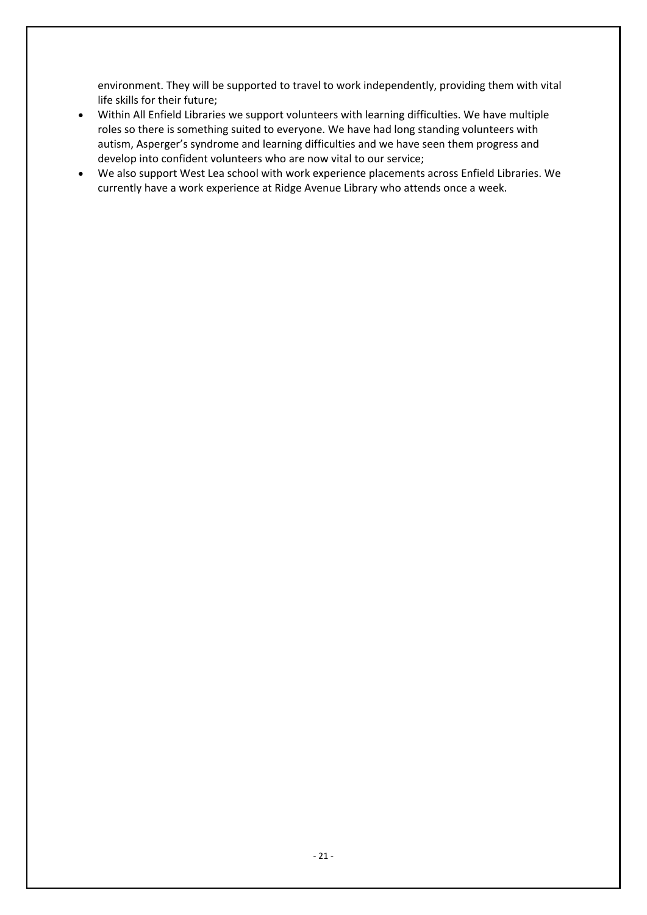environment. They will be supported to travel to work independently, providing them with vital life skills for their future;

- Within All Enfield Libraries we support volunteers with learning difficulties. We have multiple roles so there is something suited to everyone. We have had long standing volunteers with autism, Asperger's syndrome and learning difficulties and we have seen them progress and develop into confident volunteers who are now vital to our service;
- We also support West Lea school with work experience placements across Enfield Libraries. We currently have a work experience at Ridge Avenue Library who attends once a week.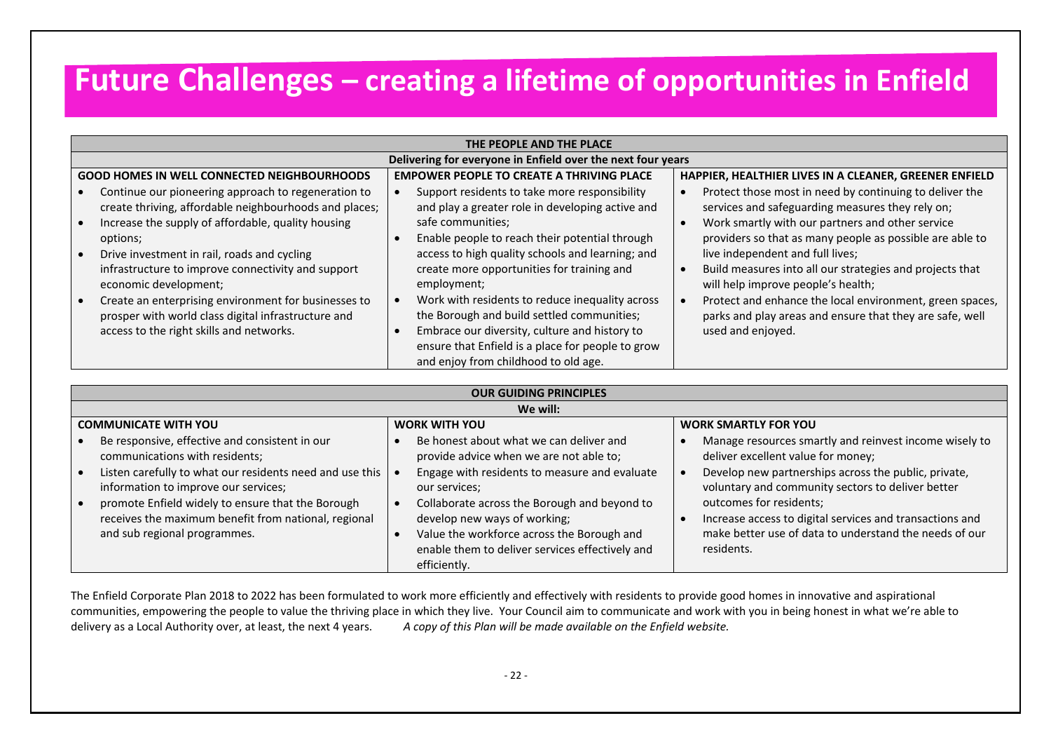# Future Challenges – creating a lifetime of opportunities in Enfield

| THE PEOPLE AND THE PLACE | | |
|---|---|---|
| **Delivering for everyone in Enfield over the next four years** | | |
| **GOOD HOMES IN WELL CONNECTED NEIGHBOURHOODS** | **EMPOWER PEOPLE TO CREATE A THRIVING PLACE** | **HAPPIER, HEALTHIER LIVES IN A CLEANER, GREENER ENFIELD** |
| • Continue our pioneering approach to regeneration to create thriving, affordable neighbourhoods and places;<br>• Increase the supply of affordable, quality housing options;<br>• Drive investment in rail, roads and cycling infrastructure to improve connectivity and support economic development;<br>• Create an enterprising environment for businesses to prosper with world class digital infrastructure and access to the right skills and networks. | • Support residents to take more responsibility and play a greater role in developing active and safe communities;<br>• Enable people to reach their potential through access to high quality schools and learning; and create more opportunities for training and employment;<br>• Work with residents to reduce inequality across the Borough and build settled communities;<br>• Embrace our diversity, culture and history to ensure that Enfield is a place for people to grow and enjoy from childhood to old age. | • Protect those most in need by continuing to deliver the services and safeguarding measures they rely on;<br>• Work smartly with our partners and other service providers so that as many people as possible are able to live independent and full lives;<br>• Build measures into all our strategies and projects that will help improve people's health;<br>• Protect and enhance the local environment, green spaces, parks and play areas and ensure that they are safe, well used and enjoyed. |

| OUR GUIDING PRINCIPLES | | |
|---|---|---|
| **We will:** | | |
| **COMMUNICATE WITH YOU** | **WORK WITH YOU** | **WORK SMARTLY FOR YOU** |
| • Be responsive, effective and consistent in our communications with residents;<br>• Listen carefully to what our residents need and use this information to improve our services;<br>• promote Enfield widely to ensure that the Borough receives the maximum benefit from national, regional and sub regional programmes. | • Be honest about what we can deliver and provide advice when we are not able to;<br>• Engage with residents to measure and evaluate our services;<br>• Collaborate across the Borough and beyond to develop new ways of working;<br>• Value the workforce across the Borough and enable them to deliver services effectively and efficiently. | • Manage resources smartly and reinvest income wisely to deliver excellent value for money;<br>• Develop new partnerships across the public, private, voluntary and community sectors to deliver better outcomes for residents;<br>• Increase access to digital services and transactions and make better use of data to understand the needs of our residents. |

The Enfield Corporate Plan 2018 to 2022 has been formulated to work more efficiently and effectively with residents to provide good homes in innovative and aspirational communities, empowering the people to value the thriving place in which they live. Your Council aim to communicate and work with you in being honest in what we're able to delivery as a Local Authority over, at least, the next 4 years. *A copy of this Plan will be made available on the Enfield website.*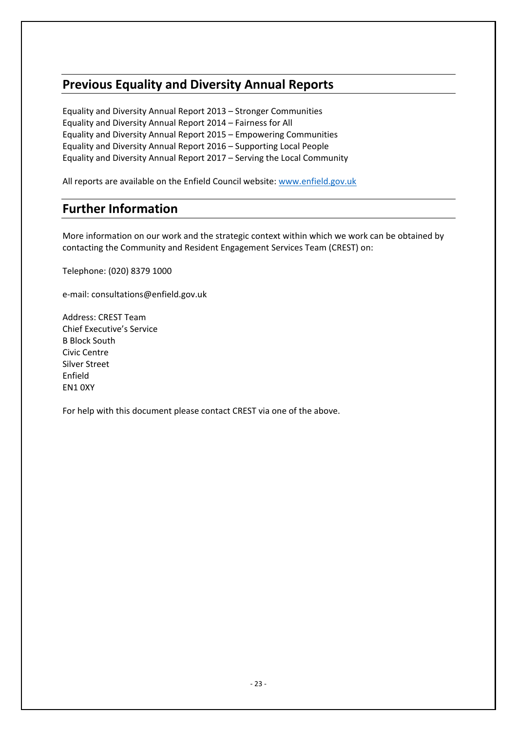## Previous Equality and Diversity Annual Reports

Equality and Diversity Annual Report 2013 – Stronger Communities
Equality and Diversity Annual Report 2014 – Fairness for All
Equality and Diversity Annual Report 2015 – Empowering Communities
Equality and Diversity Annual Report 2016 – Supporting Local People
Equality and Diversity Annual Report 2017 – Serving the Local Community

All reports are available on the Enfield Council website: [www.enfield.gov.uk](http://www.enfield.gov.uk)

## Further Information

More information on our work and the strategic context within which we work can be obtained by contacting the Community and Resident Engagement Services Team (CREST) on:

Telephone: (020) 8379 1000

e-mail: consultations@enfield.gov.uk

Address: CREST Team
Chief Executive's Service
B Block South
Civic Centre
Silver Street
Enfield
EN1 0XY

For help with this document please contact CREST via one of the above.